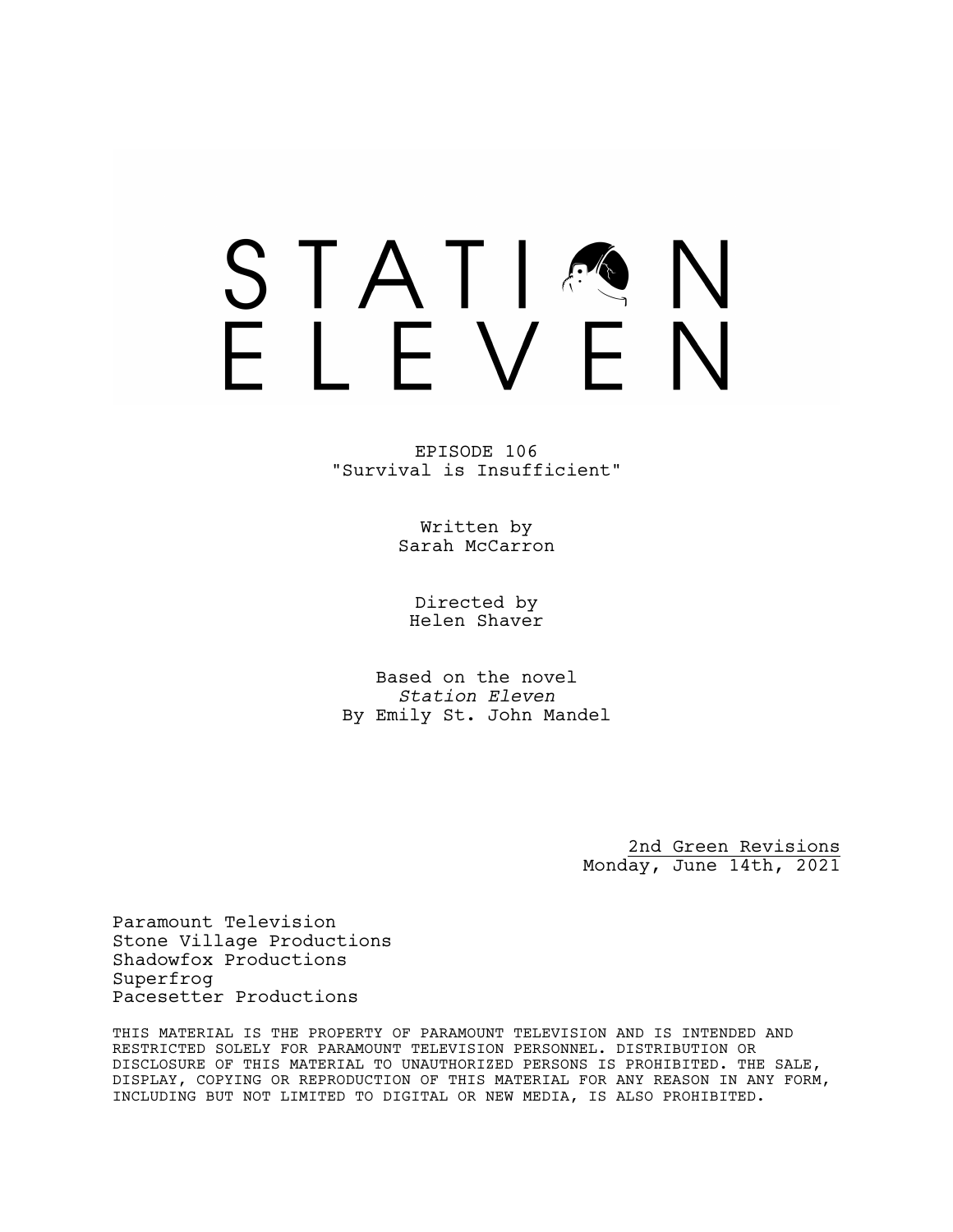# STATION ELEVEN

EPISODE 106
"Survival is Insufficient"

Written by
Sarah McCarron

Directed by
Helen Shaver

Based on the novel
*Station Eleven*
By Emily St. John Mandel

2nd Green Revisions
Monday, June 14th, 2021

Paramount Television
Stone Village Productions
Shadowfox Productions
Superfrog
Pacesetter Productions

THIS MATERIAL IS THE PROPERTY OF PARAMOUNT TELEVISION AND IS INTENDED AND RESTRICTED SOLELY FOR PARAMOUNT TELEVISION PERSONNEL. DISTRIBUTION OR DISCLOSURE OF THIS MATERIAL TO UNAUTHORIZED PERSONS IS PROHIBITED. THE SALE, DISPLAY, COPYING OR REPRODUCTION OF THIS MATERIAL FOR ANY REASON IN ANY FORM, INCLUDING BUT NOT LIMITED TO DIGITAL OR NEW MEDIA, IS ALSO PROHIBITED.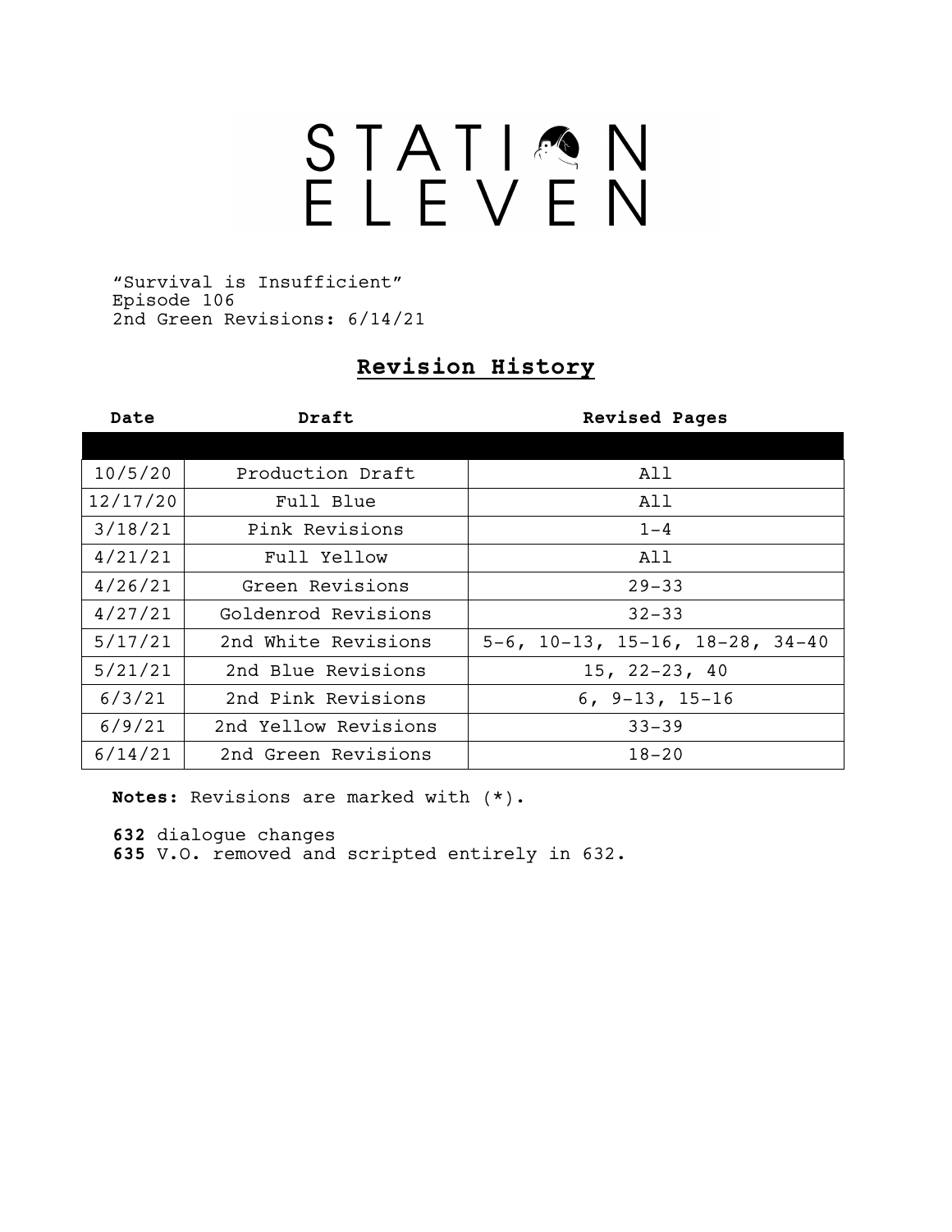# STATION ELEVEN

"Survival is Insufficient"
Episode 106
2nd Green Revisions: 6/14/21

## Revision History

| Date | Draft | Revised Pages |
|---|---|---|
| 10/5/20 | Production Draft | All |
| 12/17/20 | Full Blue | All |
| 3/18/21 | Pink Revisions | 1-4 |
| 4/21/21 | Full Yellow | All |
| 4/26/21 | Green Revisions | 29-33 |
| 4/27/21 | Goldenrod Revisions | 32-33 |
| 5/17/21 | 2nd White Revisions | 5-6, 10-13, 15-16, 18-28, 34-40 |
| 5/21/21 | 2nd Blue Revisions | 15, 22-23, 40 |
| 6/3/21 | 2nd Pink Revisions | 6, 9-13, 15-16 |
| 6/9/21 | 2nd Yellow Revisions | 33-39 |
| 6/14/21 | 2nd Green Revisions | 18-20 |

**Notes:** Revisions are marked with (*).

**632** dialogue changes
**635** V.O. removed and scripted entirely in 632.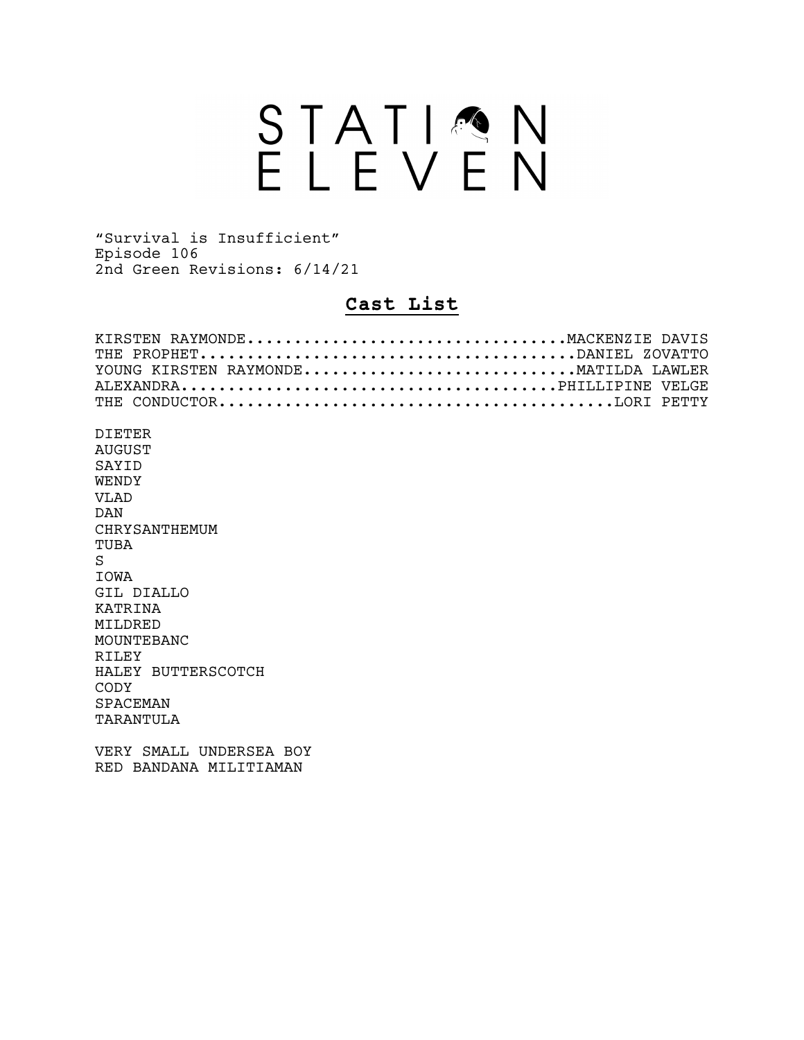# STATION ELEVEN

"Survival is Insufficient"
Episode 106
2nd Green Revisions: 6/14/21

## Cast List

KIRSTEN RAYMONDE.................................MACKENZIE DAVIS
THE PROPHET......................................DANIEL ZOVATTO
YOUNG KIRSTEN RAYMONDE...........................MATILDA LAWLER
ALEXANDRA........................................PHILLIPINE VELGE
THE CONDUCTOR....................................LORI PETTY

DIETER
AUGUST
SAYID
WENDY
VLAD
DAN
CHRYSANTHEMUM
TUBA
S
IOWA
GIL DIALLO
KATRINA
MILDRED
MOUNTEBANC
RILEY
HALEY BUTTERSCOTCH
CODY
SPACEMAN
TARANTULA

VERY SMALL UNDERSEA BOY
RED BANDANA MILITIAMAN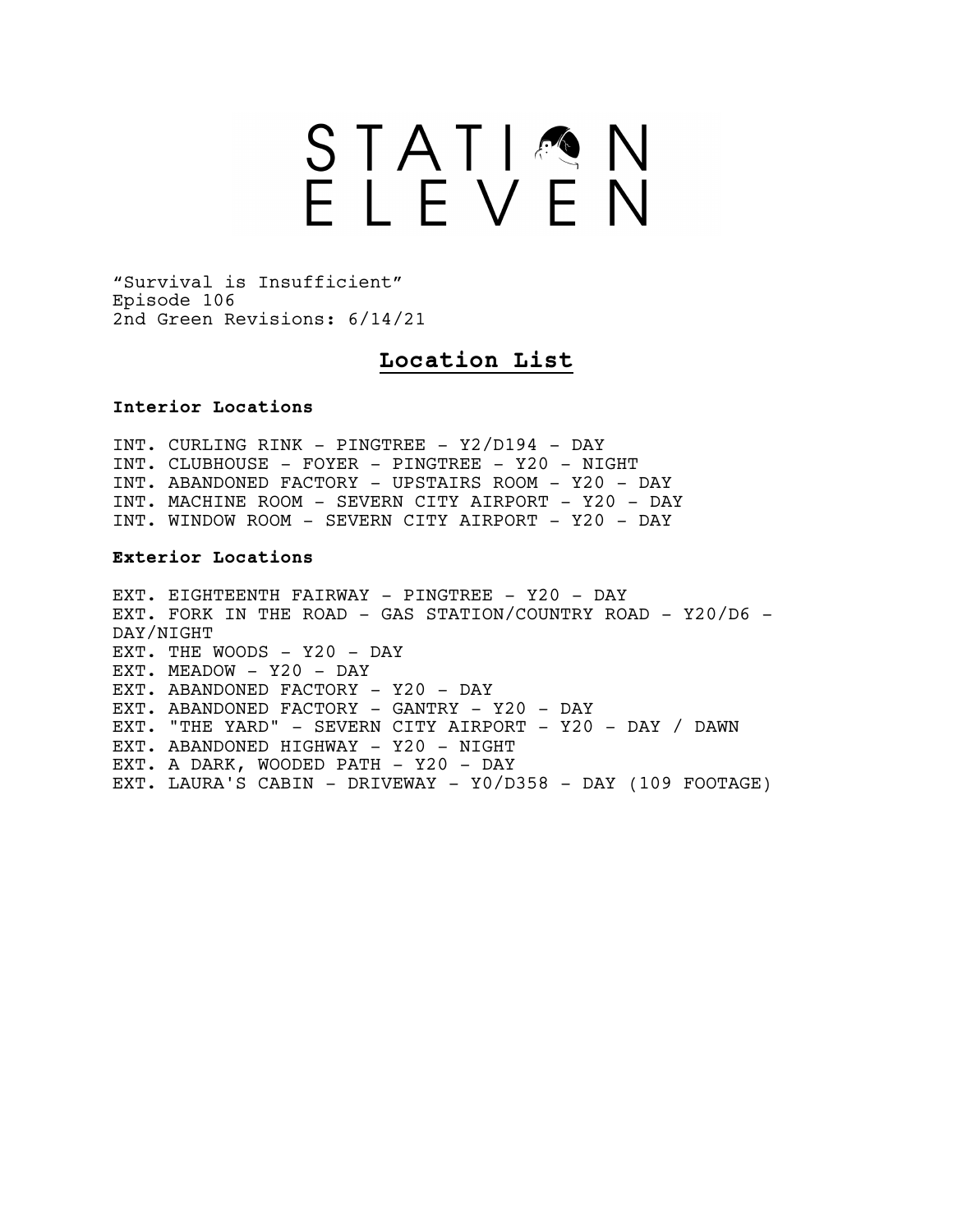# STATION ELEVEN

"Survival is Insufficient"
Episode 106
2nd Green Revisions: 6/14/21

## Location List

**Interior Locations**

INT. CURLING RINK - PINGTREE - Y2/D194 - DAY
INT. CLUBHOUSE - FOYER - PINGTREE - Y20 - NIGHT
INT. ABANDONED FACTORY - UPSTAIRS ROOM - Y20 - DAY
INT. MACHINE ROOM - SEVERN CITY AIRPORT - Y20 - DAY
INT. WINDOW ROOM - SEVERN CITY AIRPORT - Y20 - DAY

**Exterior Locations**

EXT. EIGHTEENTH FAIRWAY - PINGTREE - Y20 - DAY
EXT. FORK IN THE ROAD - GAS STATION/COUNTRY ROAD - Y20/D6 - DAY/NIGHT
EXT. THE WOODS - Y20 - DAY
EXT. MEADOW - Y20 - DAY
EXT. ABANDONED FACTORY - Y20 - DAY
EXT. ABANDONED FACTORY - GANTRY - Y20 - DAY
EXT. "THE YARD" - SEVERN CITY AIRPORT - Y20 - DAY / DAWN
EXT. ABANDONED HIGHWAY - Y20 - NIGHT
EXT. A DARK, WOODED PATH - Y20 - DAY
EXT. LAURA'S CABIN - DRIVEWAY - Y0/D358 - DAY (109 FOOTAGE)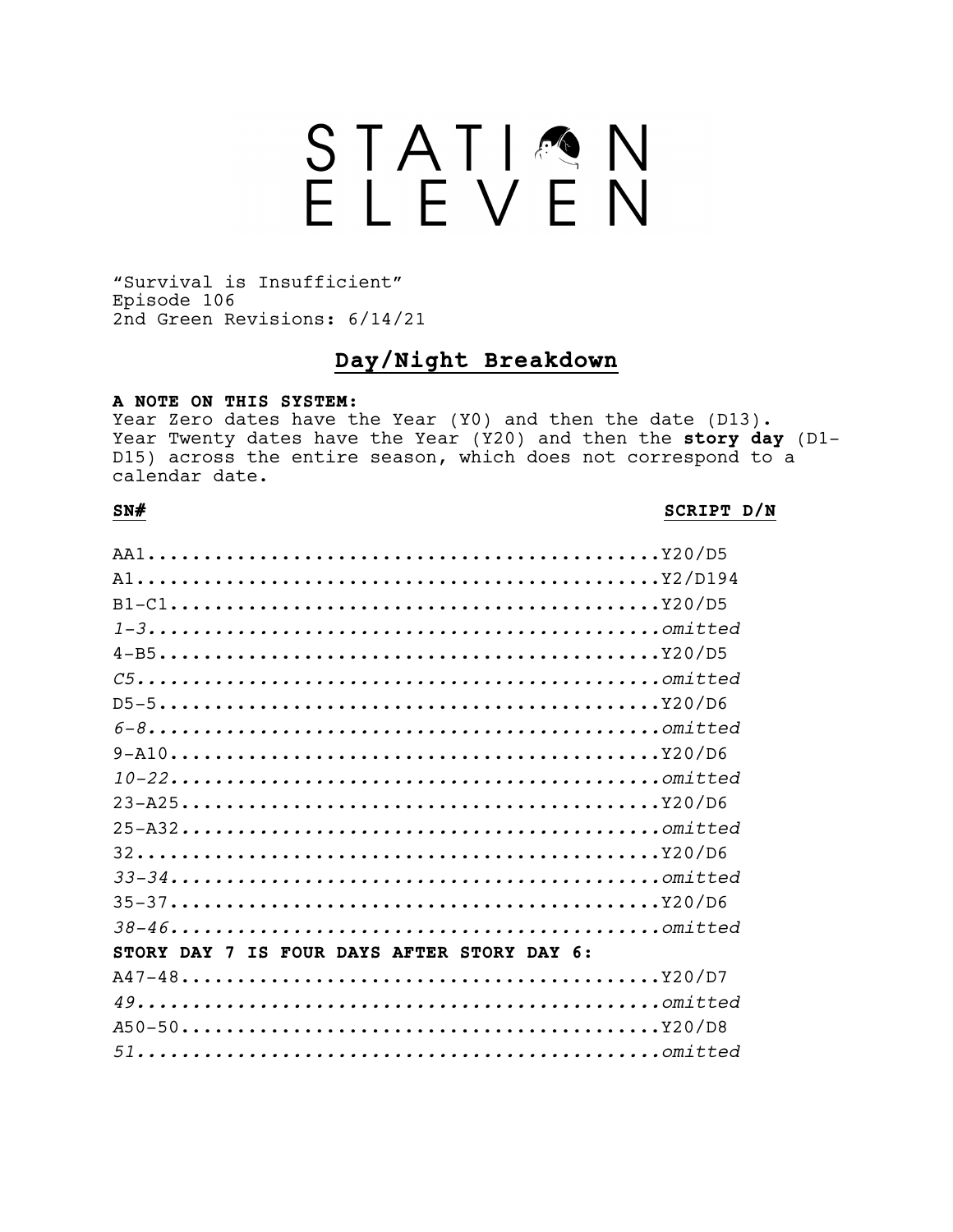# STATION ELEVEN

"Survival is Insufficient"
Episode 106
2nd Green Revisions: 6/14/21

## Day/Night Breakdown

**A NOTE ON THIS SYSTEM:**
Year Zero dates have the Year (Y0) and then the date (D13). Year Twenty dates have the Year (Y20) and then the **story day** (D1-D15) across the entire season, which does not correspond to a calendar date.

| **SN#** | **SCRIPT D/N** |
|---|---|
| AA1 | Y20/D5 |
| A1 | Y2/D194 |
| B1-C1 | Y20/D5 |
| *1-3* | *omitted* |
| 4-B5 | Y20/D5 |
| *C5* | *omitted* |
| D5-5 | Y20/D6 |
| *6-8* | *omitted* |
| 9-A10 | Y20/D6 |
| *10-22* | *omitted* |
| 23-A25 | Y20/D6 |
| 25-A32 | *omitted* |
| 32 | Y20/D6 |
| *33-34* | *omitted* |
| 35-37 | Y20/D6 |
| *38-46* | *omitted* |
| **STORY DAY 7 IS FOUR DAYS AFTER STORY DAY 6:** | |
| A47-48 | Y20/D7 |
| *49* | *omitted* |
| A50-50 | Y20/D8 |
| *51* | *omitted* |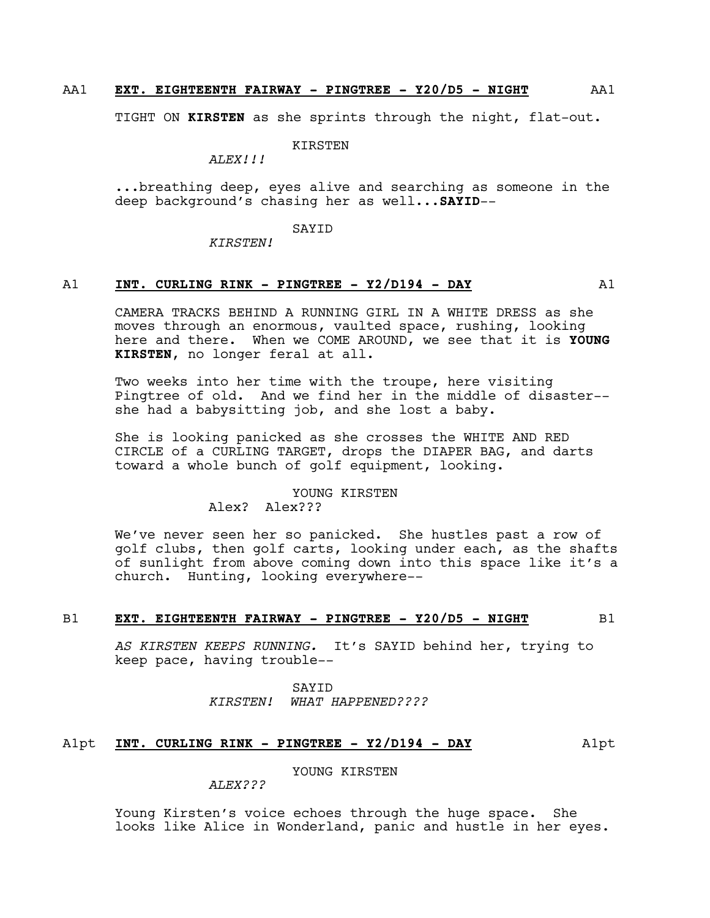AA1 **EXT. EIGHTEENTH FAIRWAY - PINGTREE - Y20/D5 - NIGHT** AA1

TIGHT ON **KIRSTEN** as she sprints through the night, flat-out.

KIRSTEN
*ALEX!!!*

...breathing deep, eyes alive and searching as someone in the deep background's chasing her as well...**SAYID**--

SAYID
*KIRSTEN!*

A1 **INT. CURLING RINK - PINGTREE - Y2/D194 - DAY** A1

CAMERA TRACKS BEHIND A RUNNING GIRL IN A WHITE DRESS as she moves through an enormous, vaulted space, rushing, looking here and there. When we COME AROUND, we see that it is **YOUNG KIRSTEN**, no longer feral at all.

Two weeks into her time with the troupe, here visiting Pingtree of old. And we find her in the middle of disaster-- she had a babysitting job, and she lost a baby.

She is looking panicked as she crosses the WHITE AND RED CIRCLE of a CURLING TARGET, drops the DIAPER BAG, and darts toward a whole bunch of golf equipment, looking.

YOUNG KIRSTEN
Alex? Alex???

We've never seen her so panicked. She hustles past a row of golf clubs, then golf carts, looking under each, as the shafts of sunlight from above coming down into this space like it's a church. Hunting, looking everywhere--

B1 **EXT. EIGHTEENTH FAIRWAY - PINGTREE - Y20/D5 - NIGHT** B1

*AS KIRSTEN KEEPS RUNNING.* It's SAYID behind her, trying to keep pace, having trouble--

SAYID
*KIRSTEN! WHAT HAPPENED????*

A1pt **INT. CURLING RINK - PINGTREE - Y2/D194 - DAY** A1pt

YOUNG KIRSTEN
*ALEX???*

Young Kirsten's voice echoes through the huge space. She looks like Alice in Wonderland, panic and hustle in her eyes.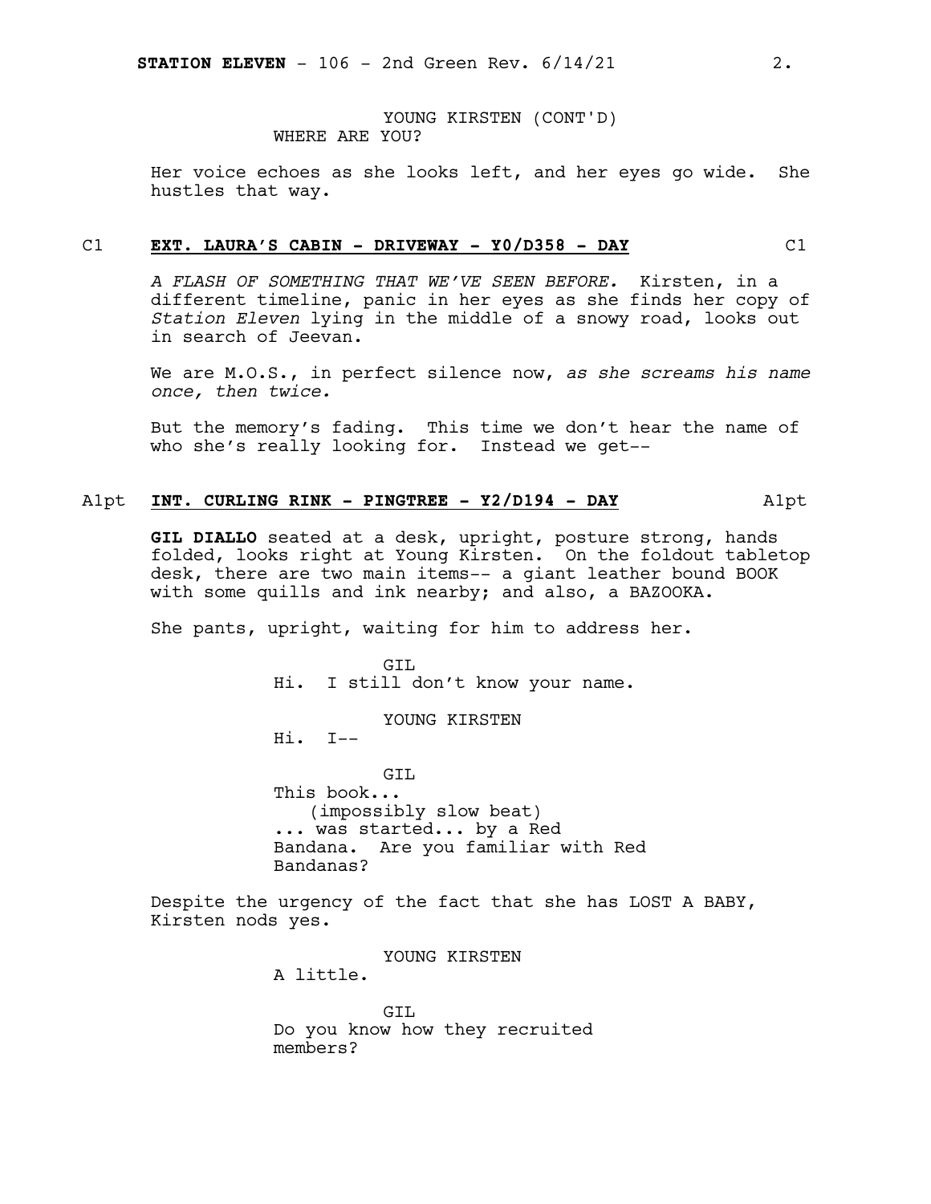YOUNG KIRSTEN (CONT'D)
WHERE ARE YOU?

Her voice echoes as she looks left, and her eyes go wide. She hustles that way.

C1 **EXT. LAURA'S CABIN - DRIVEWAY - Y0/D358 - DAY** C1

*A FLASH OF SOMETHING THAT WE'VE SEEN BEFORE.* Kirsten, in a different timeline, panic in her eyes as she finds her copy of *Station Eleven* lying in the middle of a snowy road, looks out in search of Jeevan.

We are M.O.S., in perfect silence now, *as she screams his name once, then twice.*

But the memory's fading. This time we don't hear the name of who she's really looking for. Instead we get--

A1pt **INT. CURLING RINK - PINGTREE - Y2/D194 - DAY** A1pt

**GIL DIALLO** seated at a desk, upright, posture strong, hands folded, looks right at Young Kirsten. On the foldout tabletop desk, there are two main items-- a giant leather bound BOOK with some quills and ink nearby; and also, a BAZOOKA.

She pants, upright, waiting for him to address her.

GIL
Hi. I still don't know your name.

YOUNG KIRSTEN
Hi. I--

GIL
This book...
(impossibly slow beat)
... was started... by a Red Bandana. Are you familiar with Red Bandanas?

Despite the urgency of the fact that she has LOST A BABY, Kirsten nods yes.

YOUNG KIRSTEN
A little.

GIL
Do you know how they recruited members?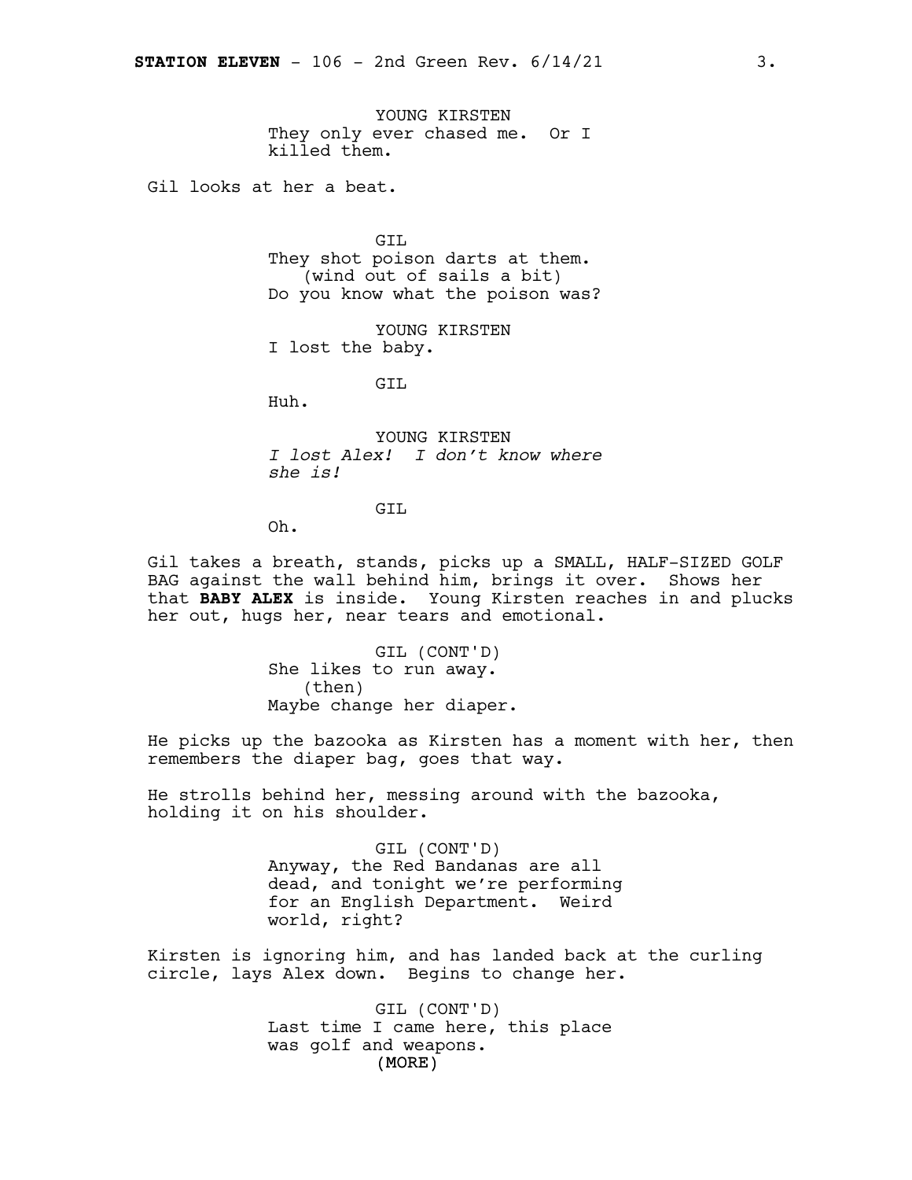YOUNG KIRSTEN
They only ever chased me. Or I killed them.

Gil looks at her a beat.

GIL
They shot poison darts at them.
(wind out of sails a bit)
Do you know what the poison was?

YOUNG KIRSTEN
I lost the baby.

GIL
Huh.

YOUNG KIRSTEN
*I lost Alex! I don't know where she is!*

GIL
Oh.

Gil takes a breath, stands, picks up a SMALL, HALF-SIZED GOLF BAG against the wall behind him, brings it over. Shows her that **BABY ALEX** is inside. Young Kirsten reaches in and plucks her out, hugs her, near tears and emotional.

GIL (CONT'D)
She likes to run away.
(then)
Maybe change her diaper.

He picks up the bazooka as Kirsten has a moment with her, then remembers the diaper bag, goes that way.

He strolls behind her, messing around with the bazooka, holding it on his shoulder.

GIL (CONT'D)
Anyway, the Red Bandanas are all dead, and tonight we're performing for an English Department. Weird world, right?

Kirsten is ignoring him, and has landed back at the curling circle, lays Alex down. Begins to change her.

GIL (CONT'D)
Last time I came here, this place was golf and weapons.
(MORE)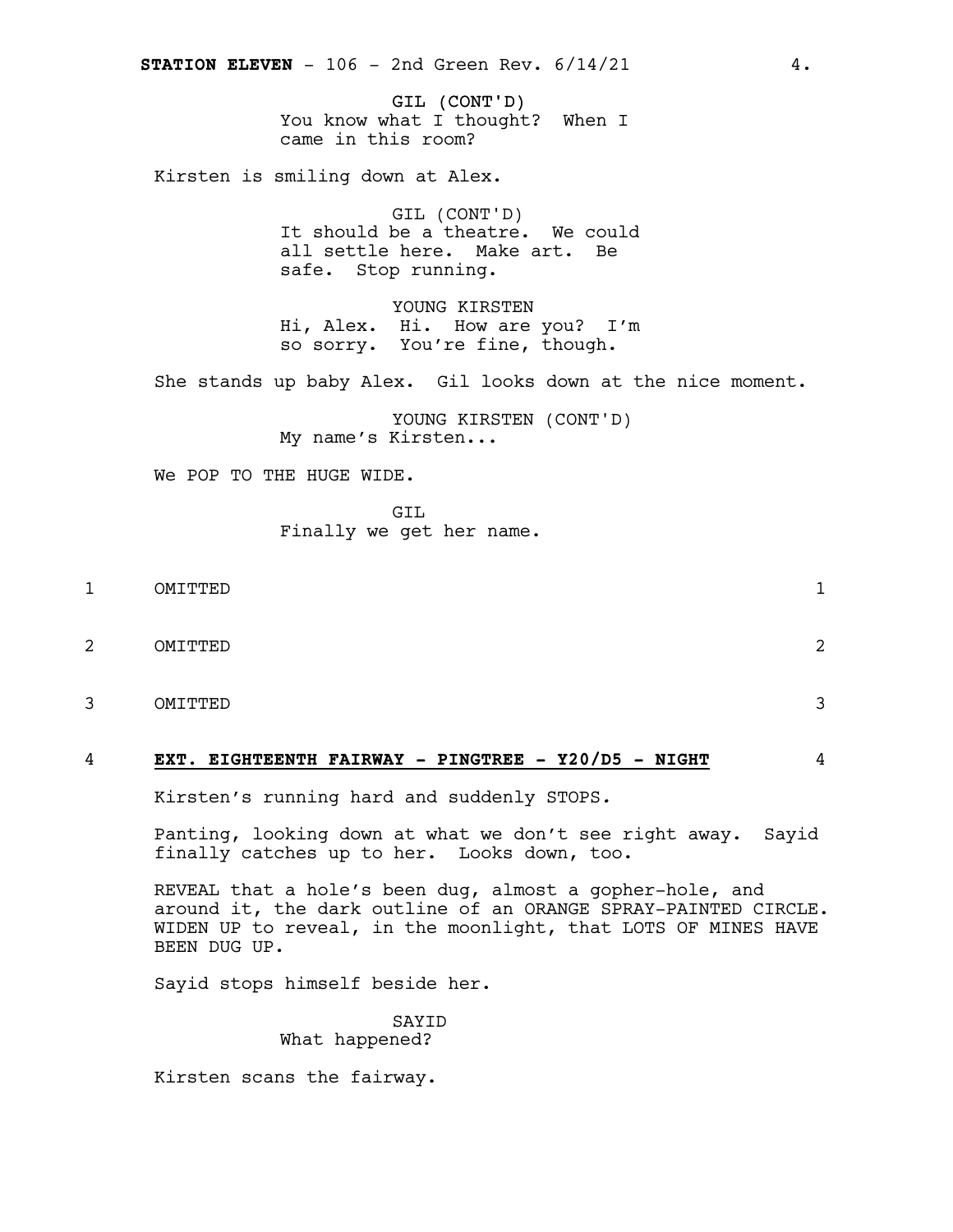GIL (CONT'D)
You know what I thought? When I came in this room?

Kirsten is smiling down at Alex.

GIL (CONT'D)
It should be a theatre. We could all settle here. Make art. Be safe. Stop running.

YOUNG KIRSTEN
Hi, Alex. Hi. How are you? I'm so sorry. You're fine, though.

She stands up baby Alex. Gil looks down at the nice moment.

YOUNG KIRSTEN (CONT'D)
My name's Kirsten...

We POP TO THE HUGE WIDE.

GIL
Finally we get her name.

1 OMITTED 1

2 OMITTED 2

3 OMITTED 3

4 **EXT. EIGHTEENTH FAIRWAY - PINGTREE - Y20/D5 - NIGHT** 4

Kirsten's running hard and suddenly STOPS.

Panting, looking down at what we don't see right away. Sayid finally catches up to her. Looks down, too.

REVEAL that a hole's been dug, almost a gopher-hole, and around it, the dark outline of an ORANGE SPRAY-PAINTED CIRCLE. WIDEN UP to reveal, in the moonlight, that LOTS OF MINES HAVE BEEN DUG UP.

Sayid stops himself beside her.

SAYID
What happened?

Kirsten scans the fairway.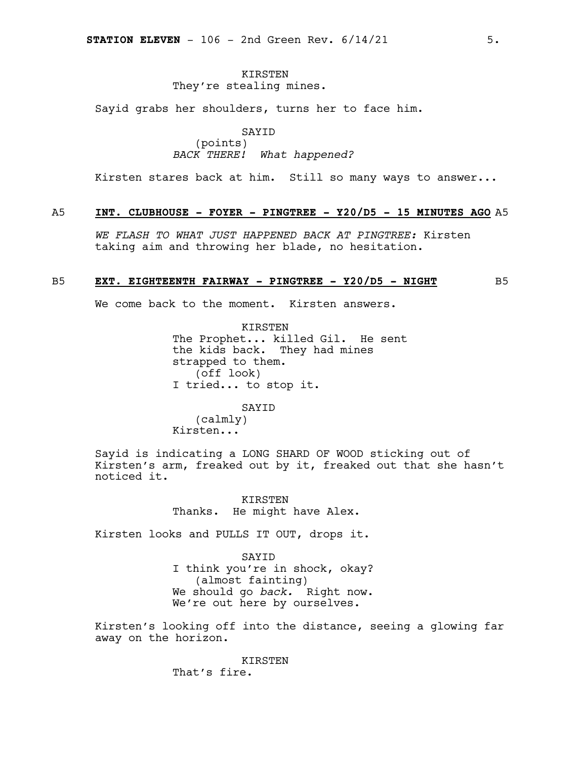KIRSTEN
They're stealing mines.

Sayid grabs her shoulders, turns her to face him.

SAYID
(points)
*BACK THERE! What happened?*

Kirsten stares back at him. Still so many ways to answer...

A5 **INT. CLUBHOUSE - FOYER - PINGTREE - Y20/D5 - 15 MINUTES AGO** A5

*WE FLASH TO WHAT JUST HAPPENED BACK AT PINGTREE:* Kirsten taking aim and throwing her blade, no hesitation.

B5 **EXT. EIGHTEENTH FAIRWAY - PINGTREE - Y20/D5 - NIGHT** B5

We come back to the moment. Kirsten answers.

KIRSTEN
The Prophet... killed Gil. He sent the kids back. They had mines strapped to them.
(off look)
I tried... to stop it.

SAYID
(calmly)
Kirsten...

Sayid is indicating a LONG SHARD OF WOOD sticking out of Kirsten's arm, freaked out by it, freaked out that she hasn't noticed it.

KIRSTEN
Thanks. He might have Alex.

Kirsten looks and PULLS IT OUT, drops it.

SAYID
I think you're in shock, okay?
(almost fainting)
We should go *back.* Right now.
We're out here by ourselves.

Kirsten's looking off into the distance, seeing a glowing far away on the horizon.

KIRSTEN
That's fire.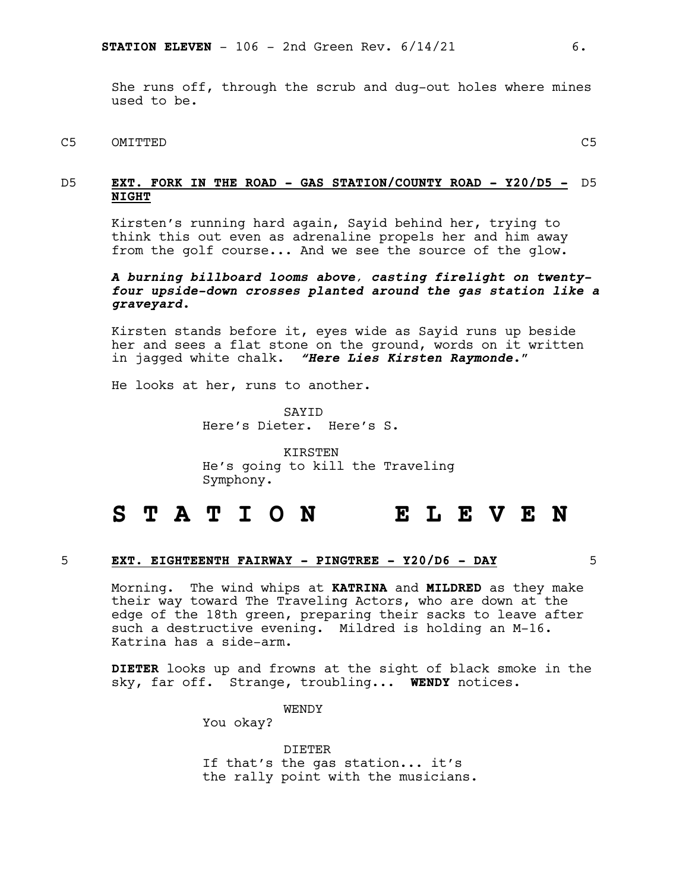She runs off, through the scrub and dug-out holes where mines used to be.

C5 OMITTED C5

D5 **EXT. FORK IN THE ROAD - GAS STATION/COUNTY ROAD - Y20/D5 - NIGHT** D5

Kirsten's running hard again, Sayid behind her, trying to think this out even as adrenaline propels her and him away from the golf course... And we see the source of the glow.

***A burning billboard looms above, casting firelight on twenty-four upside-down crosses planted around the gas station like a graveyard.***

Kirsten stands before it, eyes wide as Sayid runs up beside her and sees a flat stone on the ground, words on it written in jagged white chalk. ***"Here Lies Kirsten Raymonde."***

He looks at her, runs to another.

SAYID
Here's Dieter. Here's S.

KIRSTEN
He's going to kill the Traveling Symphony.

# S T A T I O N   E L E V E N

5 **EXT. EIGHTEENTH FAIRWAY - PINGTREE - Y20/D6 - DAY** 5

Morning. The wind whips at **KATRINA** and **MILDRED** as they make their way toward The Traveling Actors, who are down at the edge of the 18th green, preparing their sacks to leave after such a destructive evening. Mildred is holding an M-16. Katrina has a side-arm.

**DIETER** looks up and frowns at the sight of black smoke in the sky, far off. Strange, troubling... **WENDY** notices.

WENDY
You okay?

DIETER
If that's the gas station... it's the rally point with the musicians.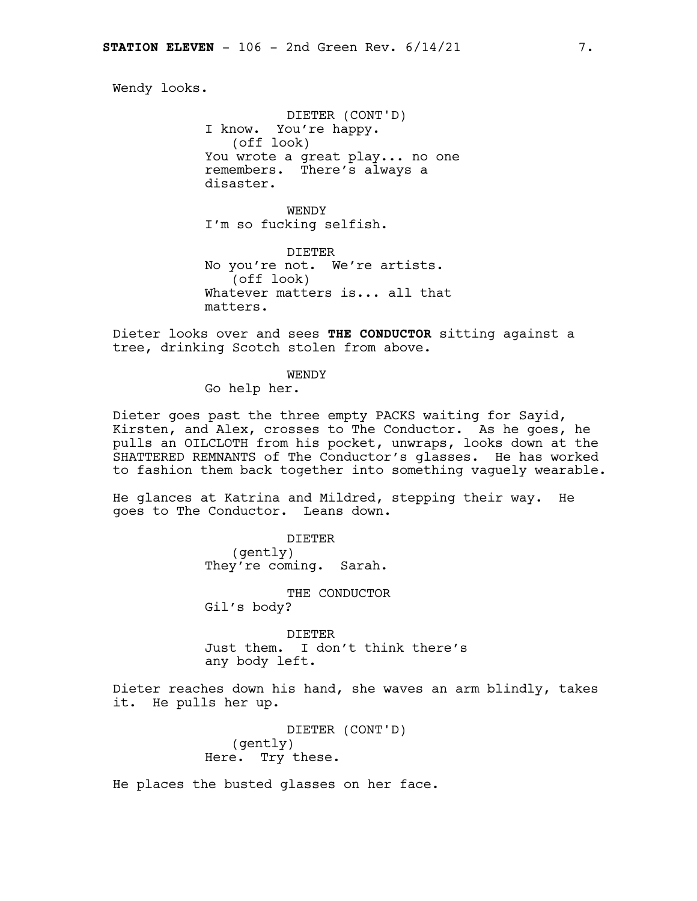Wendy looks.

DIETER (CONT'D)
I know. You're happy.
(off look)
You wrote a great play... no one remembers. There's always a disaster.

WENDY
I'm so fucking selfish.

DIETER
No you're not. We're artists.
(off look)
Whatever matters is... all that matters.

Dieter looks over and sees **THE CONDUCTOR** sitting against a tree, drinking Scotch stolen from above.

WENDY
Go help her.

Dieter goes past the three empty PACKS waiting for Sayid, Kirsten, and Alex, crosses to The Conductor. As he goes, he pulls an OILCLOTH from his pocket, unwraps, looks down at the SHATTERED REMNANTS of The Conductor's glasses. He has worked to fashion them back together into something vaguely wearable.

He glances at Katrina and Mildred, stepping their way. He goes to The Conductor. Leans down.

DIETER
(gently)
They're coming. Sarah.

THE CONDUCTOR
Gil's body?

DIETER
Just them. I don't think there's any body left.

Dieter reaches down his hand, she waves an arm blindly, takes it. He pulls her up.

DIETER (CONT'D)
(gently)
Here. Try these.

He places the busted glasses on her face.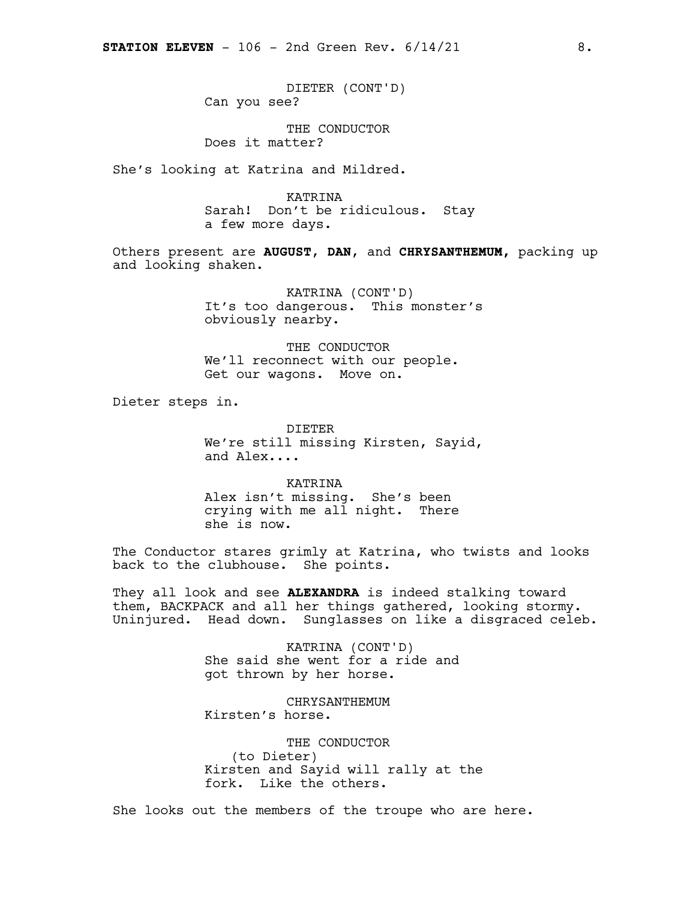DIETER (CONT'D)
Can you see?

THE CONDUCTOR
Does it matter?

She's looking at Katrina and Mildred.

KATRINA
Sarah! Don't be ridiculous. Stay a few more days.

Others present are **AUGUST**, **DAN**, and **CHRYSANTHEMUM**, packing up and looking shaken.

KATRINA (CONT'D)
It's too dangerous. This monster's obviously nearby.

THE CONDUCTOR
We'll reconnect with our people. Get our wagons. Move on.

Dieter steps in.

DIETER
We're still missing Kirsten, Sayid, and Alex....

KATRINA
Alex isn't missing. She's been crying with me all night. There she is now.

The Conductor stares grimly at Katrina, who twists and looks back to the clubhouse. She points.

They all look and see **ALEXANDRA** is indeed stalking toward them, BACKPACK and all her things gathered, looking stormy. Uninjured. Head down. Sunglasses on like a disgraced celeb.

KATRINA (CONT'D)
She said she went for a ride and got thrown by her horse.

CHRYSANTHEMUM
Kirsten's horse.

THE CONDUCTOR
(to Dieter)
Kirsten and Sayid will rally at the fork. Like the others.

She looks out the members of the troupe who are here.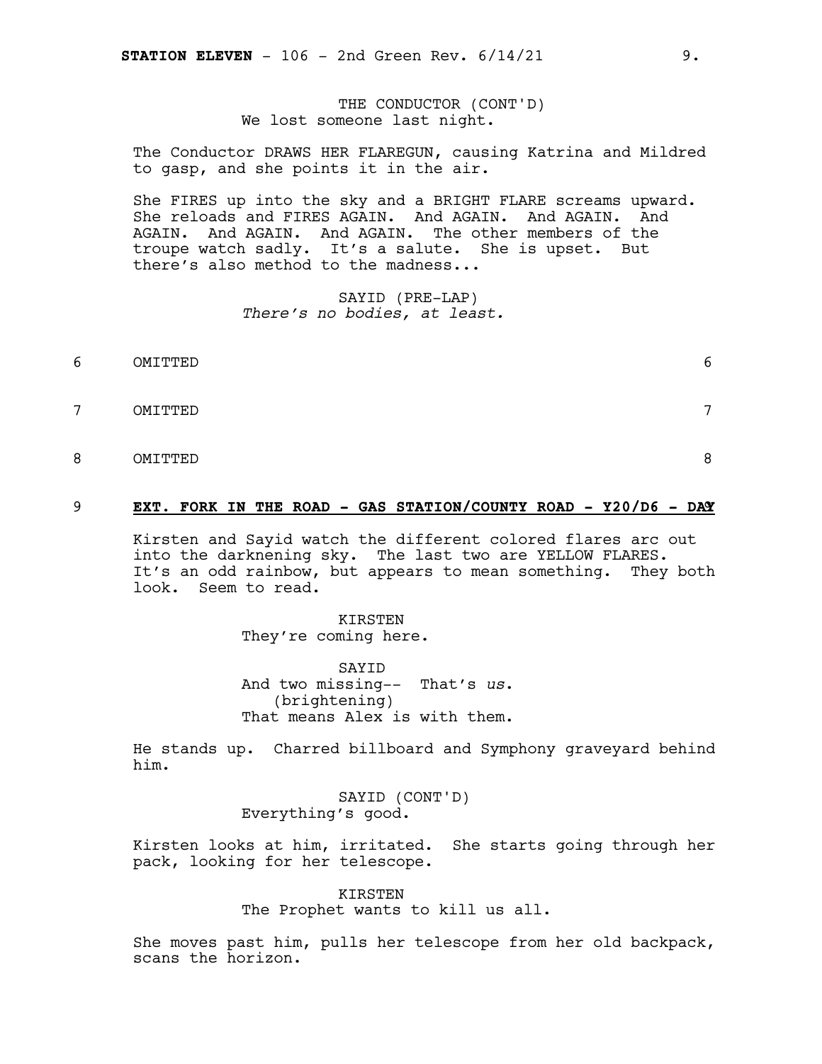THE CONDUCTOR (CONT'D)
We lost someone last night.

The Conductor DRAWS HER FLAREGUN, causing Katrina and Mildred to gasp, and she points it in the air.

She FIRES up into the sky and a BRIGHT FLARE screams upward. She reloads and FIRES AGAIN. And AGAIN. And AGAIN. And AGAIN. And AGAIN. And AGAIN. The other members of the troupe watch sadly. It's a salute. She is upset. But there's also method to the madness...

SAYID (PRE-LAP)
*There's no bodies, at least.*

6 OMITTED 6

7 OMITTED 7

8 OMITTED 8

9 **EXT. FORK IN THE ROAD - GAS STATION/COUNTY ROAD - Y20/D6 - DAY** 9

Kirsten and Sayid watch the different colored flares arc out into the darknening sky. The last two are YELLOW FLARES. It's an odd rainbow, but appears to mean something. They both look. Seem to read.

KIRSTEN
They're coming here.

SAYID
And two missing-- That's *us*.
(brightening)
That means Alex is with them.

He stands up. Charred billboard and Symphony graveyard behind him.

SAYID (CONT'D)
Everything's good.

Kirsten looks at him, irritated. She starts going through her pack, looking for her telescope.

KIRSTEN
The Prophet wants to kill us all.

She moves past him, pulls her telescope from her old backpack, scans the horizon.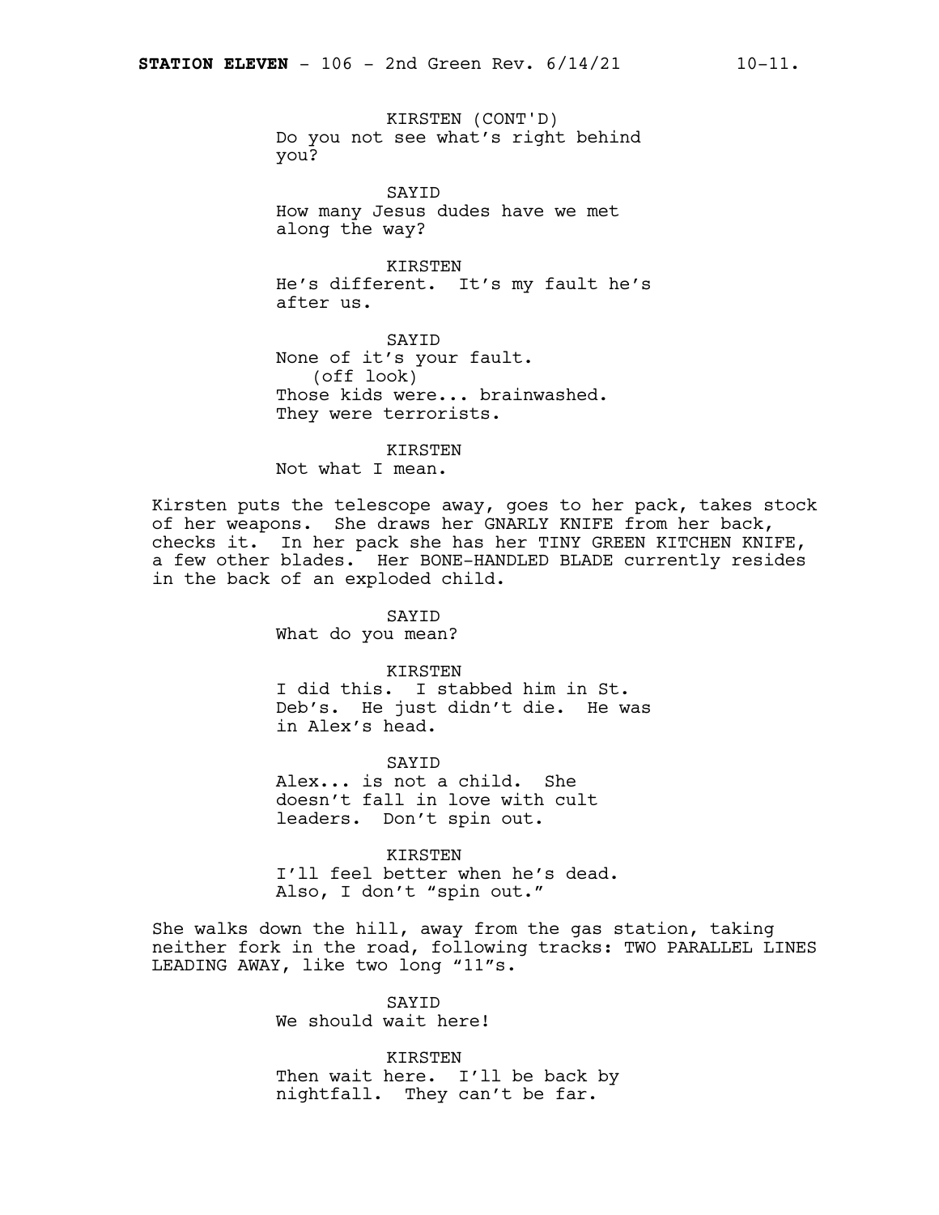KIRSTEN (CONT'D)
Do you not see what's right behind you?

SAYID
How many Jesus dudes have we met along the way?

KIRSTEN
He's different. It's my fault he's after us.

SAYID
None of it's your fault.
(off look)
Those kids were... brainwashed. They were terrorists.

KIRSTEN
Not what I mean.

Kirsten puts the telescope away, goes to her pack, takes stock of her weapons. She draws her GNARLY KNIFE from her back, checks it. In her pack she has her TINY GREEN KITCHEN KNIFE, a few other blades. Her BONE-HANDLED BLADE currently resides in the back of an exploded child.

SAYID
What do you mean?

KIRSTEN
I did this. I stabbed him in St. Deb's. He just didn't die. He was in Alex's head.

SAYID
Alex... is not a child. She doesn't fall in love with cult leaders. Don't spin out.

KIRSTEN
I'll feel better when he's dead. Also, I don't "spin out."

She walks down the hill, away from the gas station, taking neither fork in the road, following tracks: TWO PARALLEL LINES LEADING AWAY, like two long "11"s.

SAYID
We should wait here!

KIRSTEN
Then wait here. I'll be back by nightfall. They can't be far.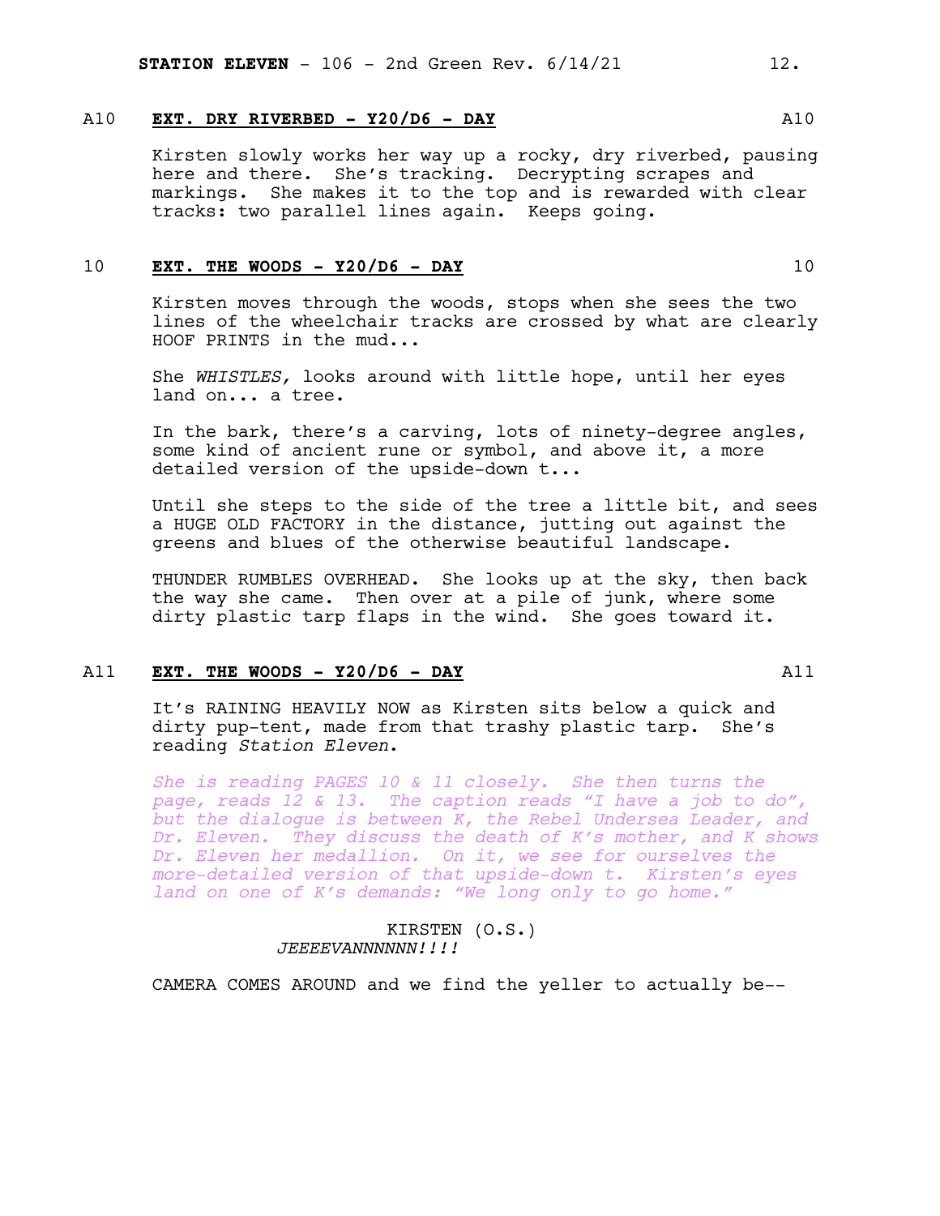A10 **EXT. DRY RIVERBED - Y20/D6 - DAY** A10

Kirsten slowly works her way up a rocky, dry riverbed, pausing here and there. She's tracking. Decrypting scrapes and markings. She makes it to the top and is rewarded with clear tracks: two parallel lines again. Keeps going.

10 **EXT. THE WOODS - Y20/D6 - DAY** 10

Kirsten moves through the woods, stops when she sees the two lines of the wheelchair tracks are crossed by what are clearly HOOF PRINTS in the mud...

She *WHISTLES,* looks around with little hope, until her eyes land on... a tree.

In the bark, there's a carving, lots of ninety-degree angles, some kind of ancient rune or symbol, and above it, a more detailed version of the upside-down t...

Until she steps to the side of the tree a little bit, and sees a HUGE OLD FACTORY in the distance, jutting out against the greens and blues of the otherwise beautiful landscape.

THUNDER RUMBLES OVERHEAD. She looks up at the sky, then back the way she came. Then over at a pile of junk, where some dirty plastic tarp flaps in the wind. She goes toward it.

A11 **EXT. THE WOODS - Y20/D6 - DAY** A11

It's RAINING HEAVILY NOW as Kirsten sits below a quick and dirty pup-tent, made from that trashy plastic tarp. She's reading *Station Eleven*.

*She is reading PAGES 10 & 11 closely. She then turns the page, reads 12 & 13. The caption reads "I have a job to do", but the dialogue is between K, the Rebel Undersea Leader, and Dr. Eleven. They discuss the death of K's mother, and K shows Dr. Eleven her medallion. On it, we see for ourselves the more-detailed version of that upside-down t. Kirsten's eyes land on one of K's demands: "We long only to go home."*

KIRSTEN (O.S.)
*JEEEEVANNNNNN!!!!*

CAMERA COMES AROUND and we find the yeller to actually be--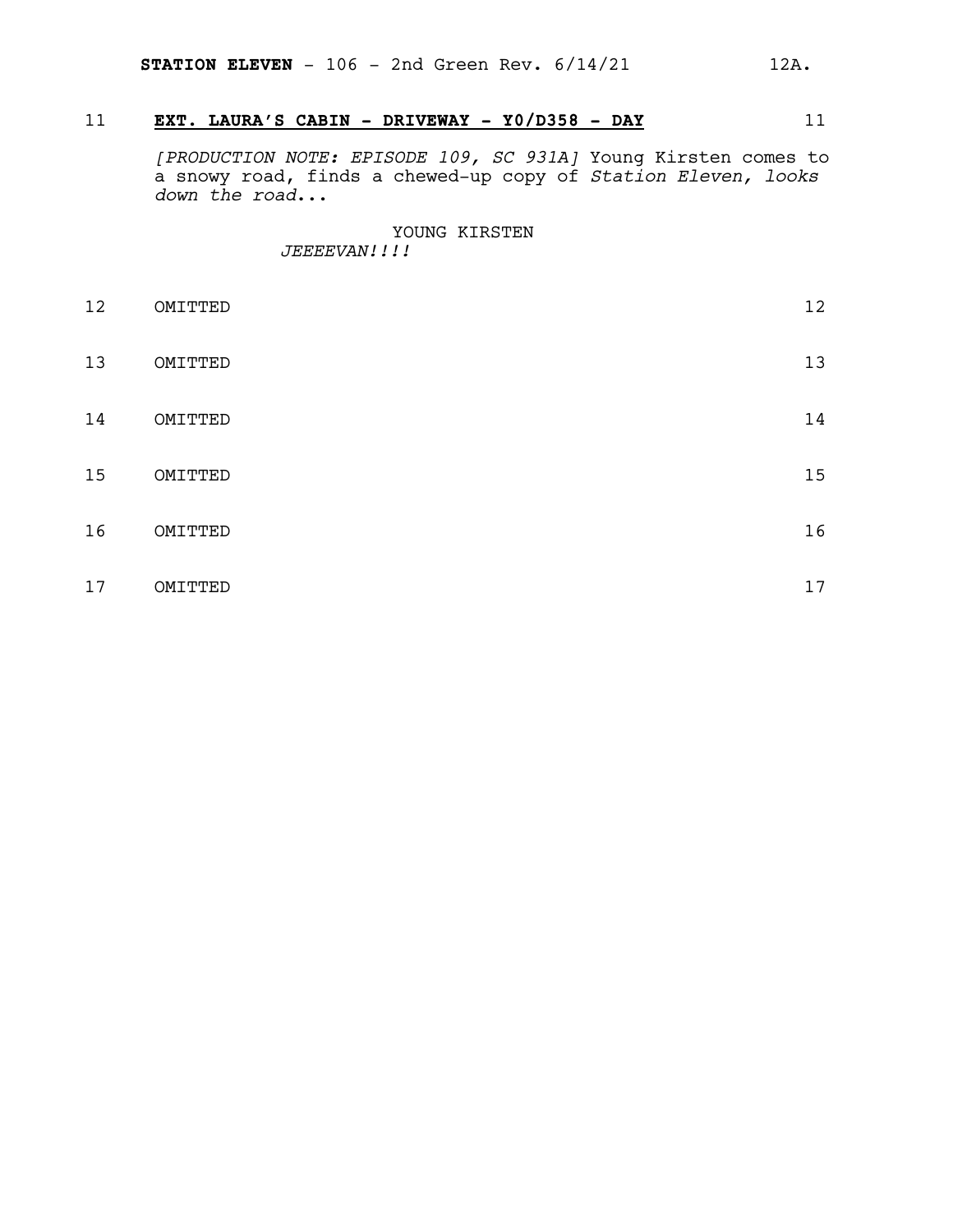11 **EXT. LAURA'S CABIN - DRIVEWAY - Y0/D358 - DAY** 11

*[PRODUCTION NOTE: EPISODE 109, SC 931A]* Young Kirsten comes to a snowy road, finds a chewed-up copy of *Station Eleven, looks down the road*...

YOUNG KIRSTEN
*JEEEEVAN!!!!*

12 OMITTED 12

13 OMITTED 13

14 OMITTED 14

15 OMITTED 15

16 OMITTED 16

17 OMITTED 17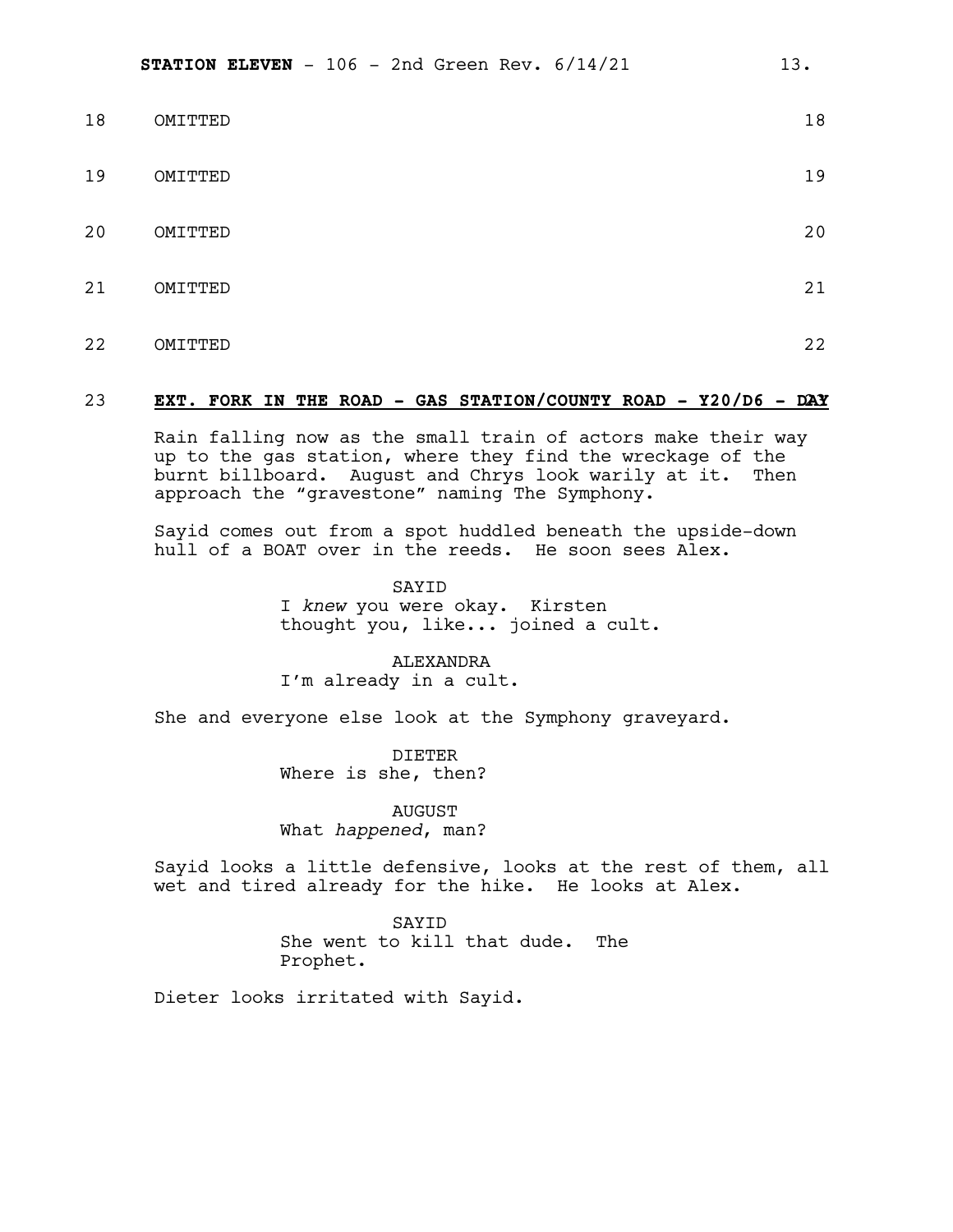18 OMITTED 18

19 OMITTED 19

20 OMITTED 20

21 OMITTED 21

22 OMITTED 22

23 **EXT. FORK IN THE ROAD - GAS STATION/COUNTY ROAD - Y20/D6 - DAY** 23

Rain falling now as the small train of actors make their way up to the gas station, where they find the wreckage of the burnt billboard. August and Chrys look warily at it. Then approach the "gravestone" naming The Symphony.

Sayid comes out from a spot huddled beneath the upside-down hull of a BOAT over in the reeds. He soon sees Alex.

SAYID
I *knew* you were okay. Kirsten thought you, like... joined a cult.

ALEXANDRA
I'm already in a cult.

She and everyone else look at the Symphony graveyard.

DIETER
Where is she, then?

AUGUST
What *happened*, man?

Sayid looks a little defensive, looks at the rest of them, all wet and tired already for the hike. He looks at Alex.

SAYID
She went to kill that dude. The Prophet.

Dieter looks irritated with Sayid.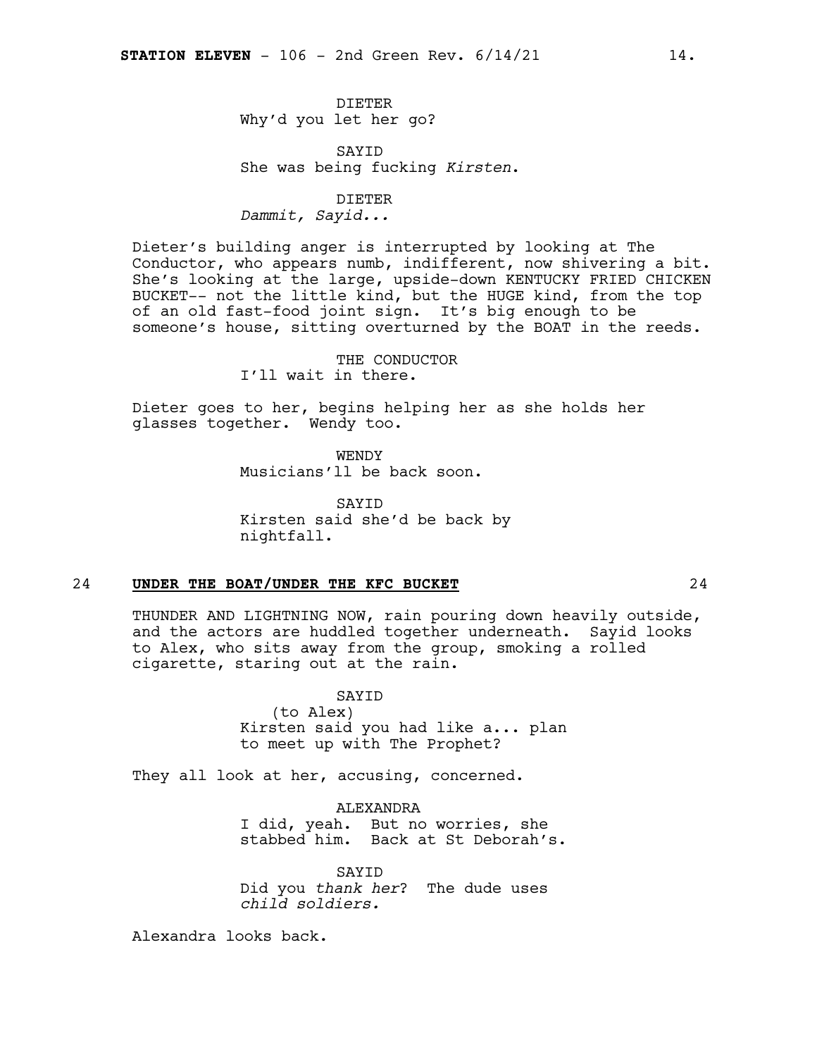DIETER
Why'd you let her go?

SAYID
She was being fucking *Kirsten*.

DIETER
*Dammit, Sayid...*

Dieter's building anger is interrupted by looking at The Conductor, who appears numb, indifferent, now shivering a bit. She's looking at the large, upside-down KENTUCKY FRIED CHICKEN BUCKET-- not the little kind, but the HUGE kind, from the top of an old fast-food joint sign. It's big enough to be someone's house, sitting overturned by the BOAT in the reeds.

THE CONDUCTOR
I'll wait in there.

Dieter goes to her, begins helping her as she holds her glasses together. Wendy too.

WENDY
Musicians'll be back soon.

SAYID
Kirsten said she'd be back by nightfall.

24 **UNDER THE BOAT/UNDER THE KFC BUCKET** 24

THUNDER AND LIGHTNING NOW, rain pouring down heavily outside, and the actors are huddled together underneath. Sayid looks to Alex, who sits away from the group, smoking a rolled cigarette, staring out at the rain.

SAYID
(to Alex)
Kirsten said you had like a... plan to meet up with The Prophet?

They all look at her, accusing, concerned.

ALEXANDRA
I did, yeah. But no worries, she stabbed him. Back at St Deborah's.

SAYID
Did you *thank her*? The dude uses *child soldiers.*

Alexandra looks back.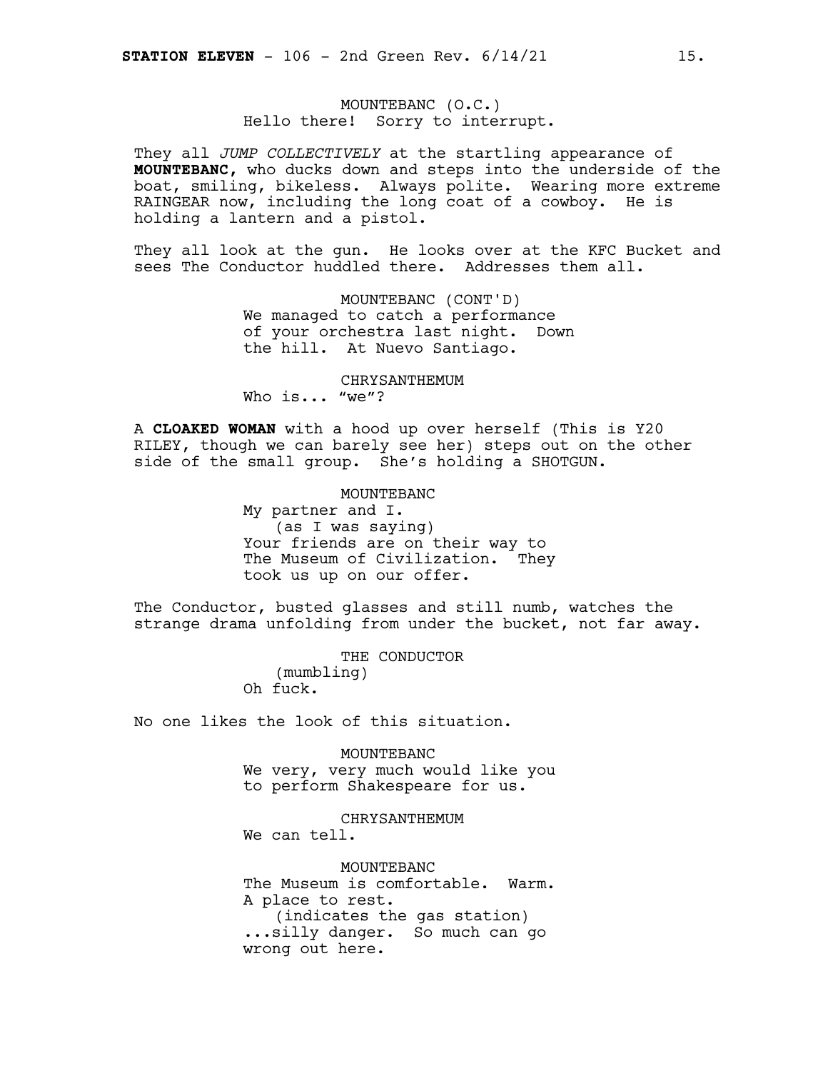MOUNTEBANC (O.C.)
Hello there!  Sorry to interrupt.

They all *JUMP COLLECTIVELY* at the startling appearance of **MOUNTEBANC**, who ducks down and steps into the underside of the boat, smiling, bikeless.  Always polite.  Wearing more extreme RAINGEAR now, including the long coat of a cowboy.  He is holding a lantern and a pistol.

They all look at the gun.  He looks over at the KFC Bucket and sees The Conductor huddled there.  Addresses them all.

MOUNTEBANC (CONT'D)
We managed to catch a performance of your orchestra last night.  Down the hill.  At Nuevo Santiago.

CHRYSANTHEMUM
Who is... "we"?

A **CLOAKED WOMAN** with a hood up over herself (This is Y20 RILEY, though we can barely see her) steps out on the other side of the small group.  She's holding a SHOTGUN.

MOUNTEBANC
My partner and I.
(as I was saying)
Your friends are on their way to The Museum of Civilization.  They took us up on our offer.

The Conductor, busted glasses and still numb, watches the strange drama unfolding from under the bucket, not far away.

THE CONDUCTOR
(mumbling)
Oh fuck.

No one likes the look of this situation.

MOUNTEBANC
We very, very much would like you to perform Shakespeare for us.

CHRYSANTHEMUM
We can tell.

MOUNTEBANC
The Museum is comfortable.  Warm.
A place to rest.
(indicates the gas station)
...silly danger.  So much can go wrong out here.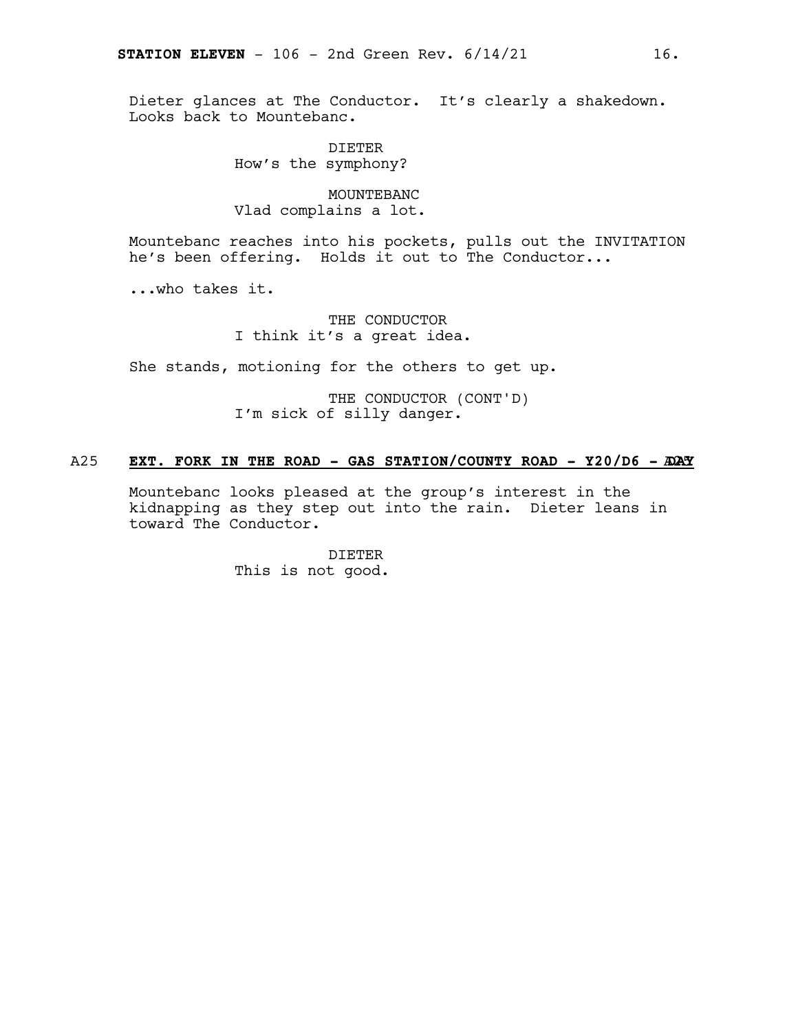Dieter glances at The Conductor. It's clearly a shakedown. Looks back to Mountebanc.

DIETER
How's the symphony?

MOUNTEBANC
Vlad complains a lot.

Mountebanc reaches into his pockets, pulls out the INVITATION he's been offering. Holds it out to The Conductor...

...who takes it.

THE CONDUCTOR
I think it's a great idea.

She stands, motioning for the others to get up.

THE CONDUCTOR (CONT'D)
I'm sick of silly danger.

A25 **EXT. FORK IN THE ROAD - GAS STATION/COUNTY ROAD - Y20/D6 - DAY** A25

Mountebanc looks pleased at the group's interest in the kidnapping as they step out into the rain. Dieter leans in toward The Conductor.

DIETER
This is not good.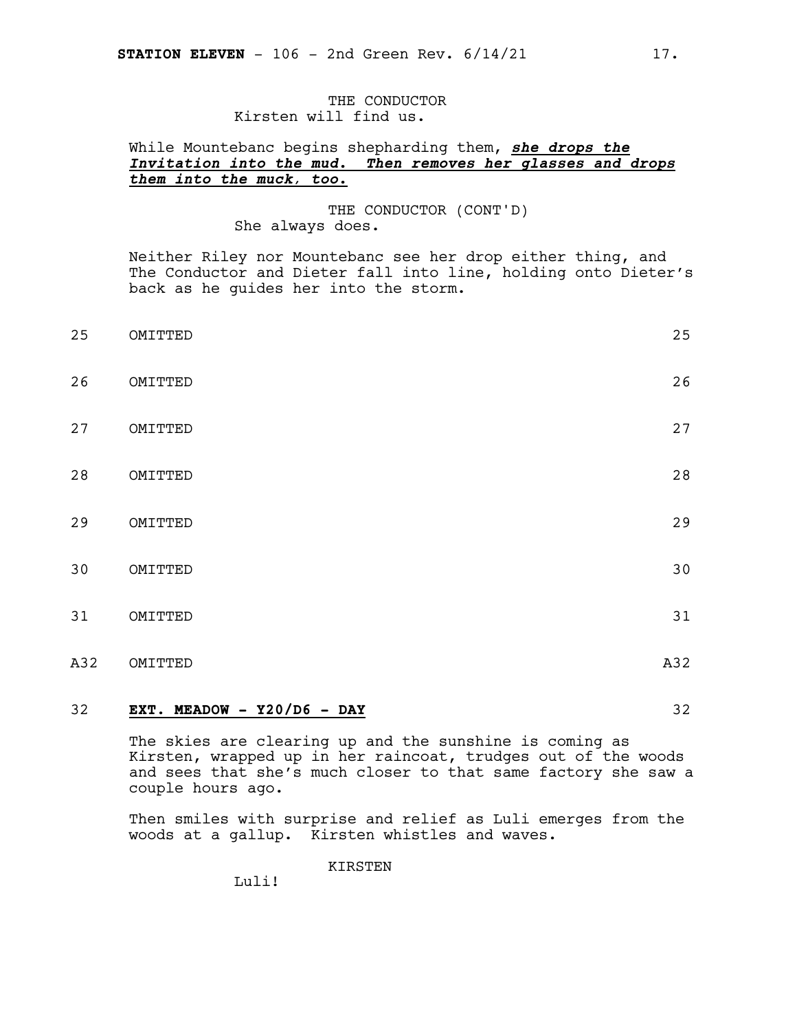THE CONDUCTOR
Kirsten will find us.

While Mountebanc begins shepharding them, ***she drops the Invitation into the mud. Then removes her glasses and drops them into the muck, too.***

THE CONDUCTOR (CONT'D)
She always does.

Neither Riley nor Mountebanc see her drop either thing, and The Conductor and Dieter fall into line, holding onto Dieter's back as he guides her into the storm.

25 OMITTED 25

26 OMITTED 26

27 OMITTED 27

28 OMITTED 28

29 OMITTED 29

30 OMITTED 30

31 OMITTED 31

A32 OMITTED A32

32 **EXT. MEADOW - Y20/D6 - DAY** 32

The skies are clearing up and the sunshine is coming as Kirsten, wrapped up in her raincoat, trudges out of the woods and sees that she's much closer to that same factory she saw a couple hours ago.

Then smiles with surprise and relief as Luli emerges from the woods at a gallup. Kirsten whistles and waves.

KIRSTEN
Luli!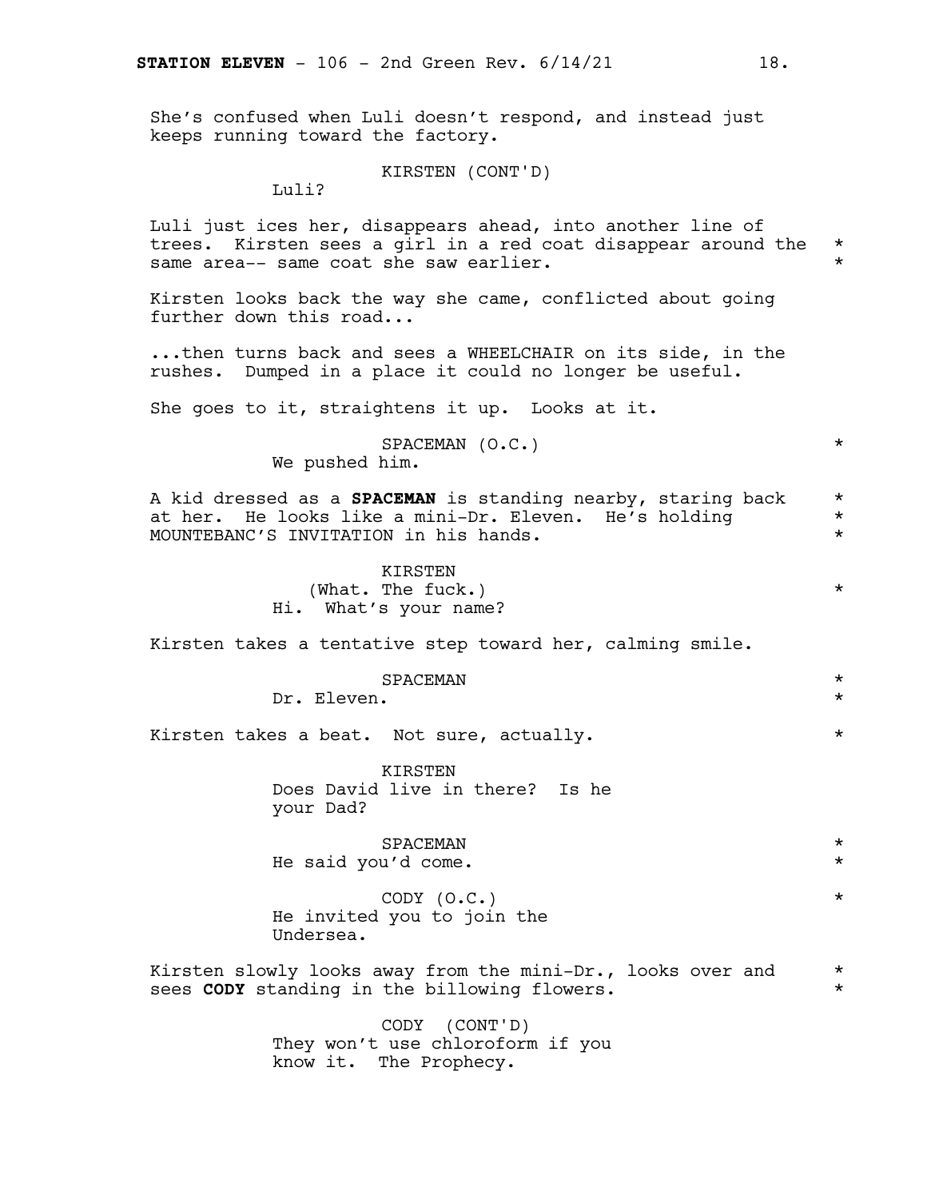She's confused when Luli doesn't respond, and instead just keeps running toward the factory.

KIRSTEN (CONT'D)
Luli?

Luli just ices her, disappears ahead, into another line of trees. Kirsten sees a girl in a red coat disappear around the same area-- same coat she saw earlier. *

Kirsten looks back the way she came, conflicted about going further down this road...

...then turns back and sees a WHEELCHAIR on its side, in the rushes. Dumped in a place it could no longer be useful.

She goes to it, straightens it up. Looks at it.

SPACEMAN (O.C.) *
We pushed him.

A kid dressed as a **SPACEMAN** is standing nearby, staring back at her. He looks like a mini-Dr. Eleven. He's holding MOUNTEBANC'S INVITATION in his hands. *

KIRSTEN
(What. The fuck.) *
Hi. What's your name?

Kirsten takes a tentative step toward her, calming smile.

SPACEMAN *
Dr. Eleven. *

Kirsten takes a beat. Not sure, actually. *

KIRSTEN
Does David live in there? Is he your Dad?

SPACEMAN *
He said you'd come. *

CODY (O.C.) *
He invited you to join the Undersea.

Kirsten slowly looks away from the mini-Dr., looks over and sees **CODY** standing in the billowing flowers. *

CODY (CONT'D)
They won't use chloroform if you know it. The Prophecy.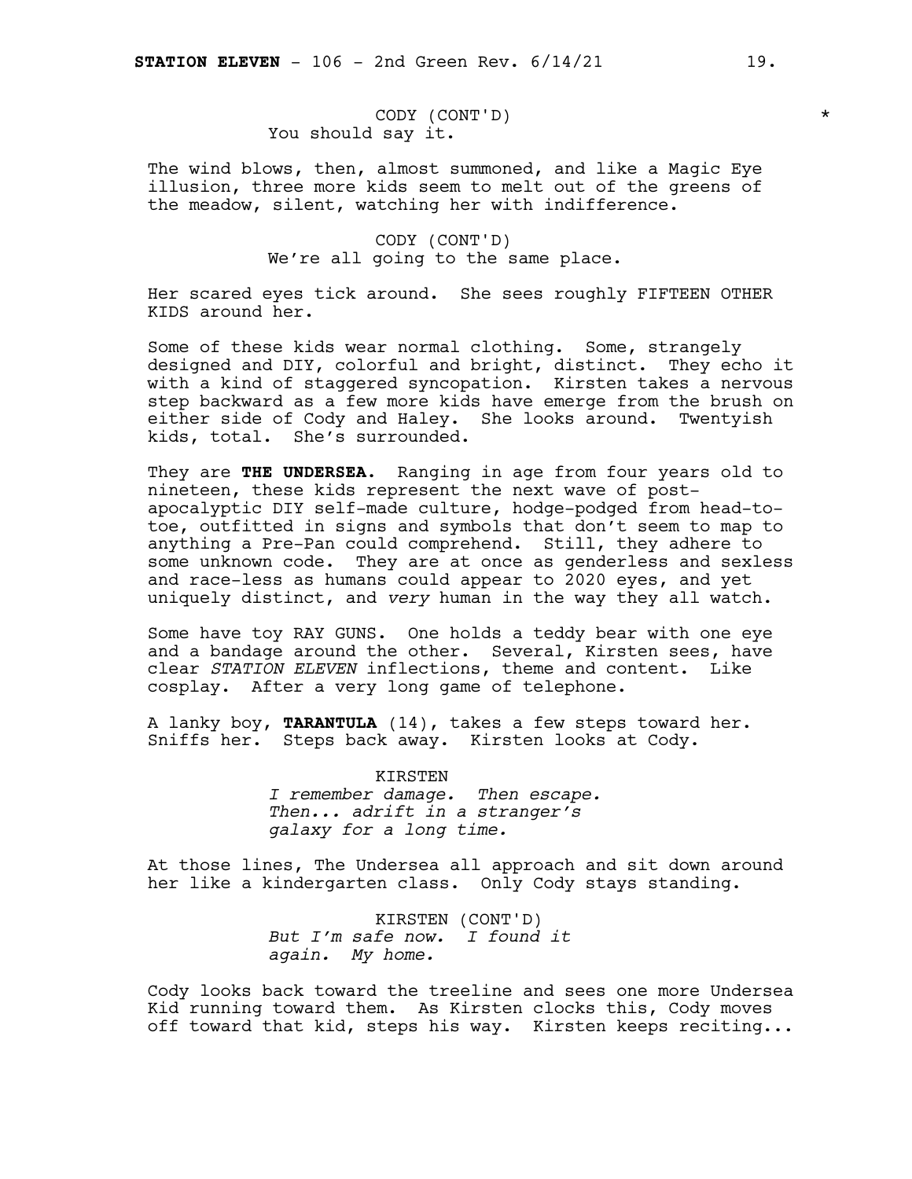CODY (CONT'D) *
You should say it.

The wind blows, then, almost summoned, and like a Magic Eye illusion, three more kids seem to melt out of the greens of the meadow, silent, watching her with indifference.

CODY (CONT'D)
We're all going to the same place.

Her scared eyes tick around. She sees roughly FIFTEEN OTHER KIDS around her.

Some of these kids wear normal clothing. Some, strangely designed and DIY, colorful and bright, distinct. They echo it with a kind of staggered syncopation. Kirsten takes a nervous step backward as a few more kids have emerge from the brush on either side of Cody and Haley. She looks around. Twentyish kids, total. She's surrounded.

They are **THE UNDERSEA**. Ranging in age from four years old to nineteen, these kids represent the next wave of post-apocalyptic DIY self-made culture, hodge-podged from head-to-toe, outfitted in signs and symbols that don't seem to map to anything a Pre-Pan could comprehend. Still, they adhere to some unknown code. They are at once as genderless and sexless and race-less as humans could appear to 2020 eyes, and yet uniquely distinct, and *very* human in the way they all watch.

Some have toy RAY GUNS. One holds a teddy bear with one eye and a bandage around the other. Several, Kirsten sees, have clear *STATION ELEVEN* inflections, theme and content. Like cosplay. After a very long game of telephone.

A lanky boy, **TARANTULA** (14), takes a few steps toward her. Sniffs her. Steps back away. Kirsten looks at Cody.

KIRSTEN
*I remember damage. Then escape. Then... adrift in a stranger's galaxy for a long time.*

At those lines, The Undersea all approach and sit down around her like a kindergarten class. Only Cody stays standing.

KIRSTEN (CONT'D)
*But I'm safe now. I found it again. My home.*

Cody looks back toward the treeline and sees one more Undersea Kid running toward them. As Kirsten clocks this, Cody moves off toward that kid, steps his way. Kirsten keeps reciting...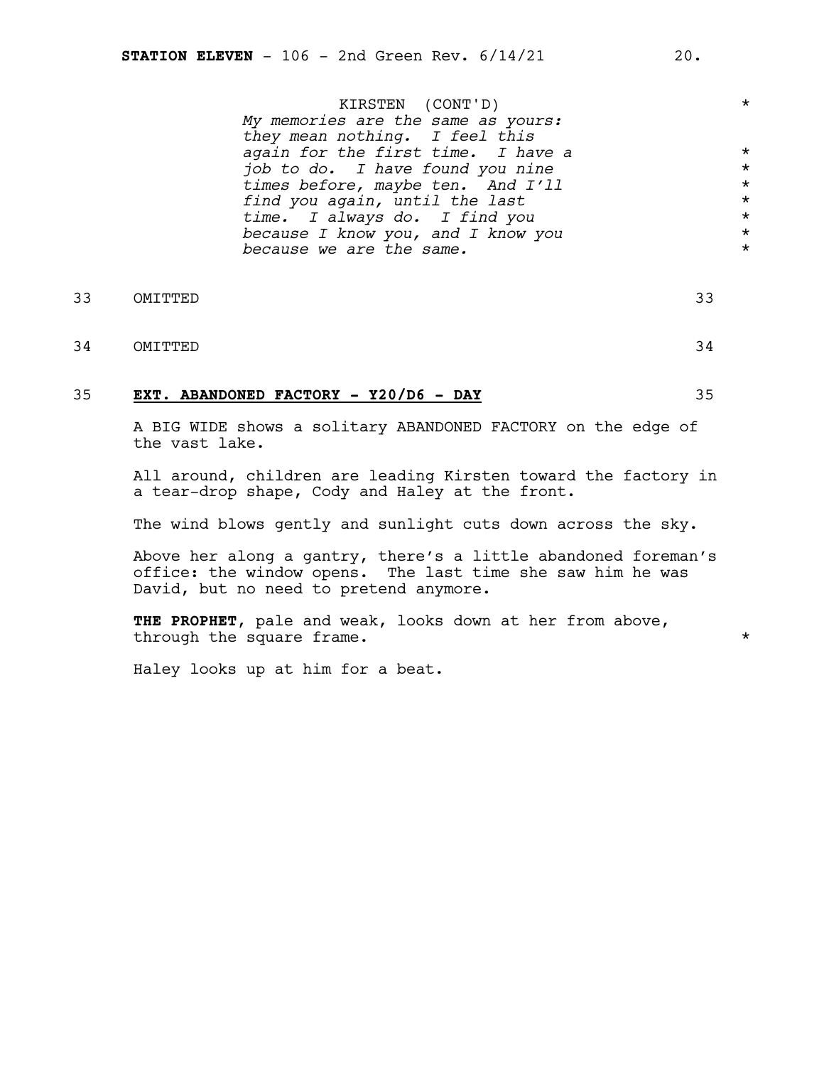KIRSTEN (CONT'D)

*My memories are the same as yours: they mean nothing. I feel this again for the first time. I have a job to do. I have found you nine times before, maybe ten. And I'll find you again, until the last time. I always do. I find you because I know you, and I know you because we are the same.*

33 OMITTED 33

34 OMITTED 34

35 **EXT. ABANDONED FACTORY - Y20/D6 - DAY** 35

A BIG WIDE shows a solitary ABANDONED FACTORY on the edge of the vast lake.

All around, children are leading Kirsten toward the factory in a tear-drop shape, Cody and Haley at the front.

The wind blows gently and sunlight cuts down across the sky.

Above her along a gantry, there's a little abandoned foreman's office: the window opens. The last time she saw him he was David, but no need to pretend anymore.

**THE PROPHET**, pale and weak, looks down at her from above, through the square frame.

Haley looks up at him for a beat.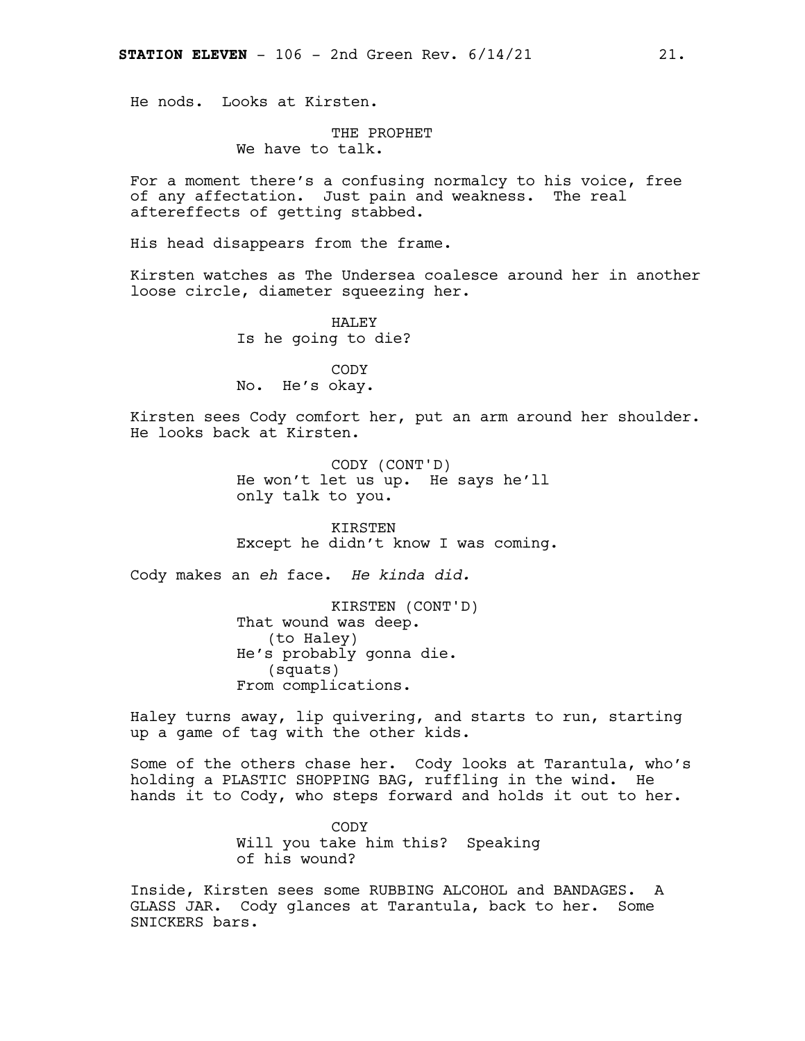He nods. Looks at Kirsten.

THE PROPHET
We have to talk.

For a moment there's a confusing normalcy to his voice, free of any affectation. Just pain and weakness. The real aftereffects of getting stabbed.

His head disappears from the frame.

Kirsten watches as The Undersea coalesce around her in another loose circle, diameter squeezing her.

HALEY
Is he going to die?

CODY
No. He's okay.

Kirsten sees Cody comfort her, put an arm around her shoulder. He looks back at Kirsten.

CODY (CONT'D)
He won't let us up. He says he'll only talk to you.

KIRSTEN
Except he didn't know I was coming.

Cody makes an *eh* face. *He kinda did.*

KIRSTEN (CONT'D)
That wound was deep.
(to Haley)
He's probably gonna die.
(squats)
From complications.

Haley turns away, lip quivering, and starts to run, starting up a game of tag with the other kids.

Some of the others chase her. Cody looks at Tarantula, who's holding a PLASTIC SHOPPING BAG, ruffling in the wind. He hands it to Cody, who steps forward and holds it out to her.

CODY
Will you take him this? Speaking of his wound?

Inside, Kirsten sees some RUBBING ALCOHOL and BANDAGES. A GLASS JAR. Cody glances at Tarantula, back to her. Some SNICKERS bars.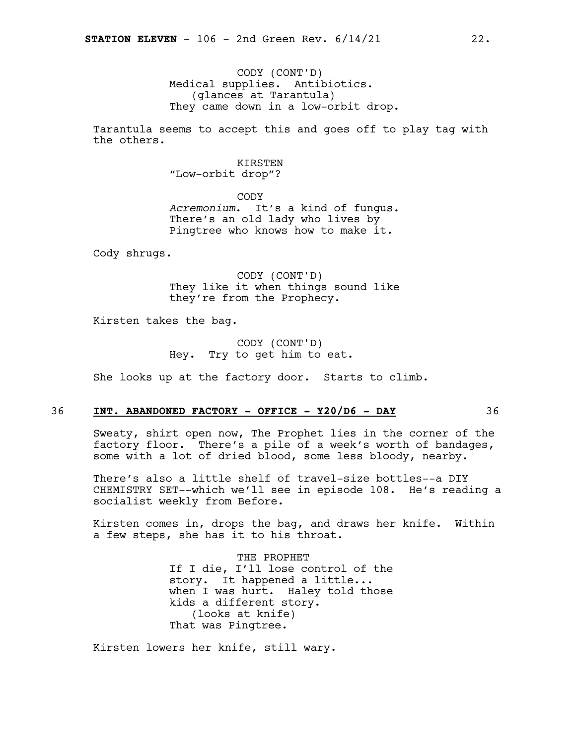CODY (CONT'D)
Medical supplies. Antibiotics.
(glances at Tarantula)
They came down in a low-orbit drop.

Tarantula seems to accept this and goes off to play tag with the others.

KIRSTEN
"Low-orbit drop"?

CODY
*Acremonium*. It's a kind of fungus. There's an old lady who lives by Pingtree who knows how to make it.

Cody shrugs.

CODY (CONT'D)
They like it when things sound like they're from the Prophecy.

Kirsten takes the bag.

CODY (CONT'D)
Hey. Try to get him to eat.

She looks up at the factory door. Starts to climb.

36 **INT. ABANDONED FACTORY - OFFICE - Y20/D6 - DAY** 36

Sweaty, shirt open now, The Prophet lies in the corner of the factory floor. There's a pile of a week's worth of bandages, some with a lot of dried blood, some less bloody, nearby.

There's also a little shelf of travel-size bottles--a DIY CHEMISTRY SET--which we'll see in episode 108. He's reading a socialist weekly from Before.

Kirsten comes in, drops the bag, and draws her knife. Within a few steps, she has it to his throat.

THE PROPHET
If I die, I'll lose control of the story. It happened a little... when I was hurt. Haley told those kids a different story.
(looks at knife)
That was Pingtree.

Kirsten lowers her knife, still wary.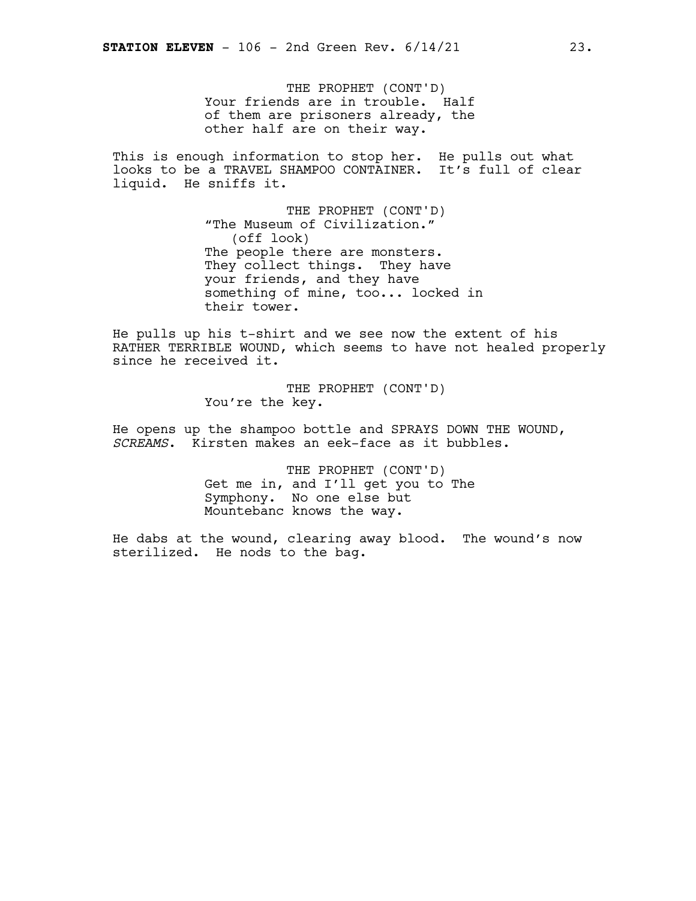THE PROPHET (CONT'D)
Your friends are in trouble. Half of them are prisoners already, the other half are on their way.

This is enough information to stop her. He pulls out what looks to be a TRAVEL SHAMPOO CONTAINER. It's full of clear liquid. He sniffs it.

THE PROPHET (CONT'D)
"The Museum of Civilization."
(off look)
The people there are monsters. They collect things. They have your friends, and they have something of mine, too... locked in their tower.

He pulls up his t-shirt and we see now the extent of his RATHER TERRIBLE WOUND, which seems to have not healed properly since he received it.

THE PROPHET (CONT'D)
You're the key.

He opens up the shampoo bottle and SPRAYS DOWN THE WOUND, *SCREAMS*. Kirsten makes an eek-face as it bubbles.

THE PROPHET (CONT'D)
Get me in, and I'll get you to The Symphony. No one else but Mountebanc knows the way.

He dabs at the wound, clearing away blood. The wound's now sterilized. He nods to the bag.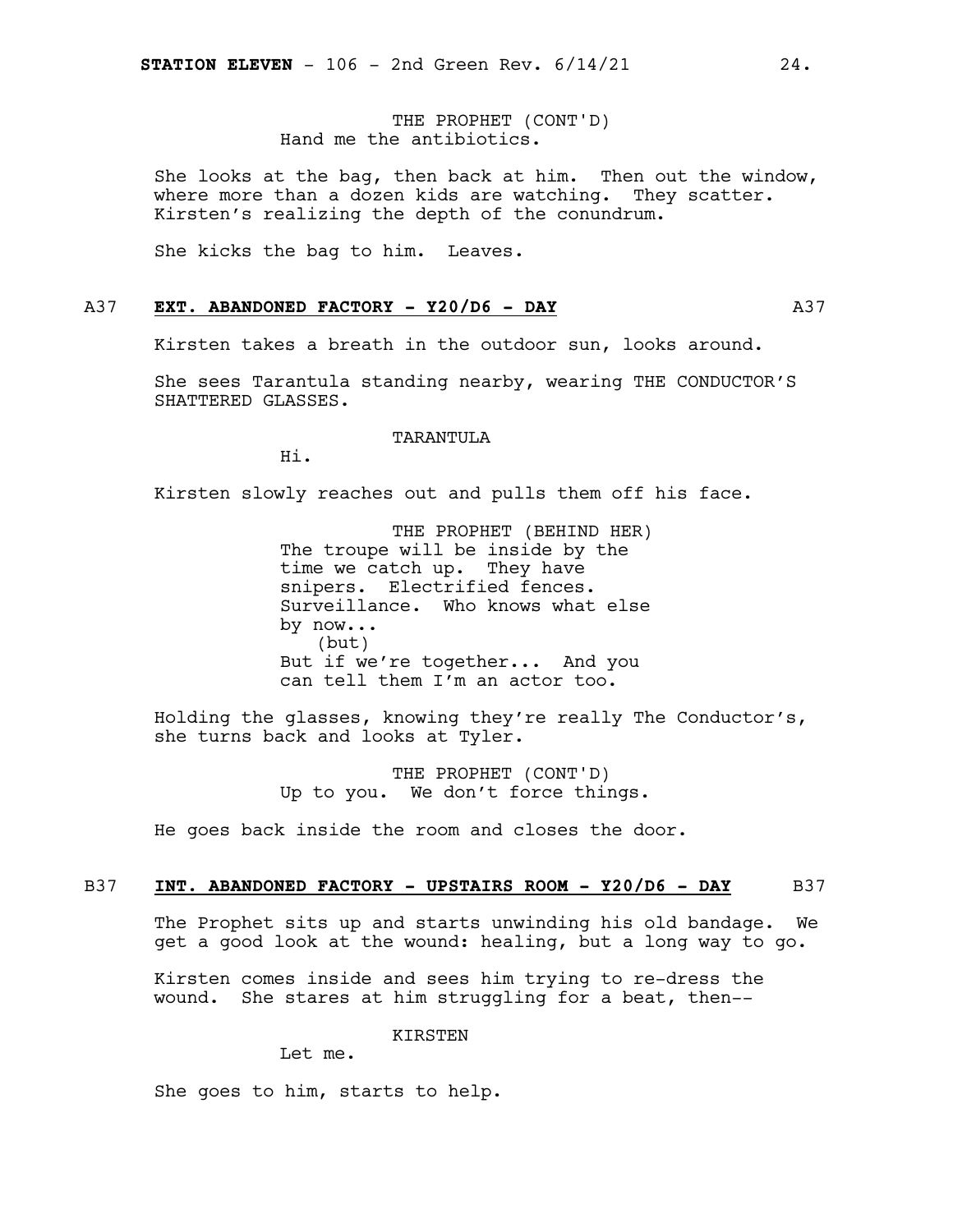THE PROPHET (CONT'D)
Hand me the antibiotics.

She looks at the bag, then back at him. Then out the window, where more than a dozen kids are watching. They scatter. Kirsten's realizing the depth of the conundrum.

She kicks the bag to him. Leaves.

## A37 **EXT. ABANDONED FACTORY - Y20/D6 - DAY** A37

Kirsten takes a breath in the outdoor sun, looks around.

She sees Tarantula standing nearby, wearing THE CONDUCTOR'S SHATTERED GLASSES.

TARANTULA
Hi.

Kirsten slowly reaches out and pulls them off his face.

THE PROPHET (BEHIND HER)
The troupe will be inside by the time we catch up. They have snipers. Electrified fences. Surveillance. Who knows what else by now...
(but)
But if we're together... And you can tell them I'm an actor too.

Holding the glasses, knowing they're really The Conductor's, she turns back and looks at Tyler.

THE PROPHET (CONT'D)
Up to you. We don't force things.

He goes back inside the room and closes the door.

## B37 **INT. ABANDONED FACTORY - UPSTAIRS ROOM - Y20/D6 - DAY** B37

The Prophet sits up and starts unwinding his old bandage. We get a good look at the wound: healing, but a long way to go.

Kirsten comes inside and sees him trying to re-dress the wound. She stares at him struggling for a beat, then--

KIRSTEN
Let me.

She goes to him, starts to help.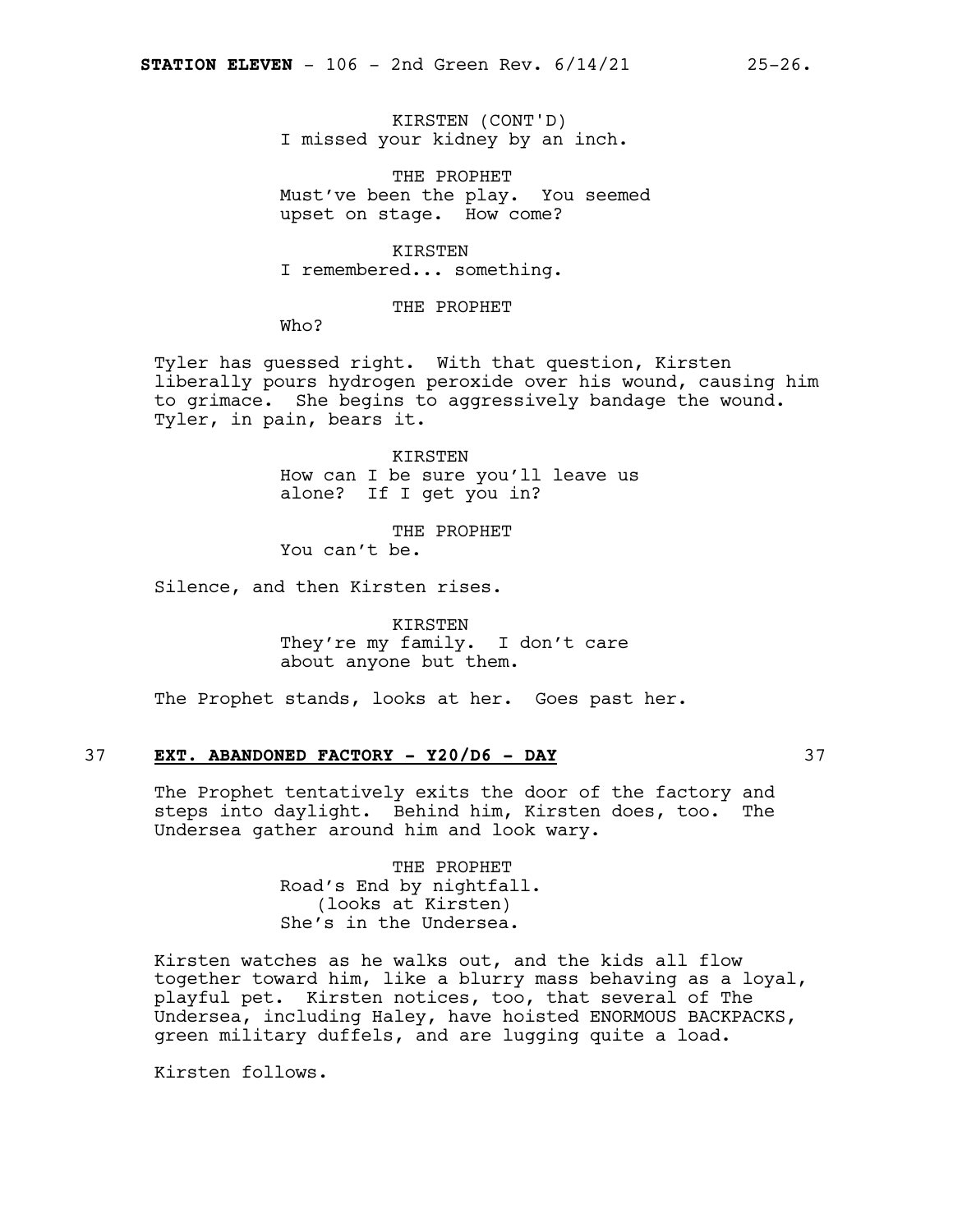KIRSTEN (CONT'D)
I missed your kidney by an inch.

THE PROPHET
Must've been the play. You seemed upset on stage. How come?

KIRSTEN
I remembered... something.

THE PROPHET
Who?

Tyler has guessed right. With that question, Kirsten liberally pours hydrogen peroxide over his wound, causing him to grimace. She begins to aggressively bandage the wound. Tyler, in pain, bears it.

KIRSTEN
How can I be sure you'll leave us alone? If I get you in?

THE PROPHET
You can't be.

Silence, and then Kirsten rises.

KIRSTEN
They're my family. I don't care about anyone but them.

The Prophet stands, looks at her. Goes past her.

37 **EXT. ABANDONED FACTORY - Y20/D6 - DAY** 37

The Prophet tentatively exits the door of the factory and steps into daylight. Behind him, Kirsten does, too. The Undersea gather around him and look wary.

THE PROPHET
Road's End by nightfall.
(looks at Kirsten)
She's in the Undersea.

Kirsten watches as he walks out, and the kids all flow together toward him, like a blurry mass behaving as a loyal, playful pet. Kirsten notices, too, that several of The Undersea, including Haley, have hoisted ENORMOUS BACKPACKS, green military duffels, and are lugging quite a load.

Kirsten follows.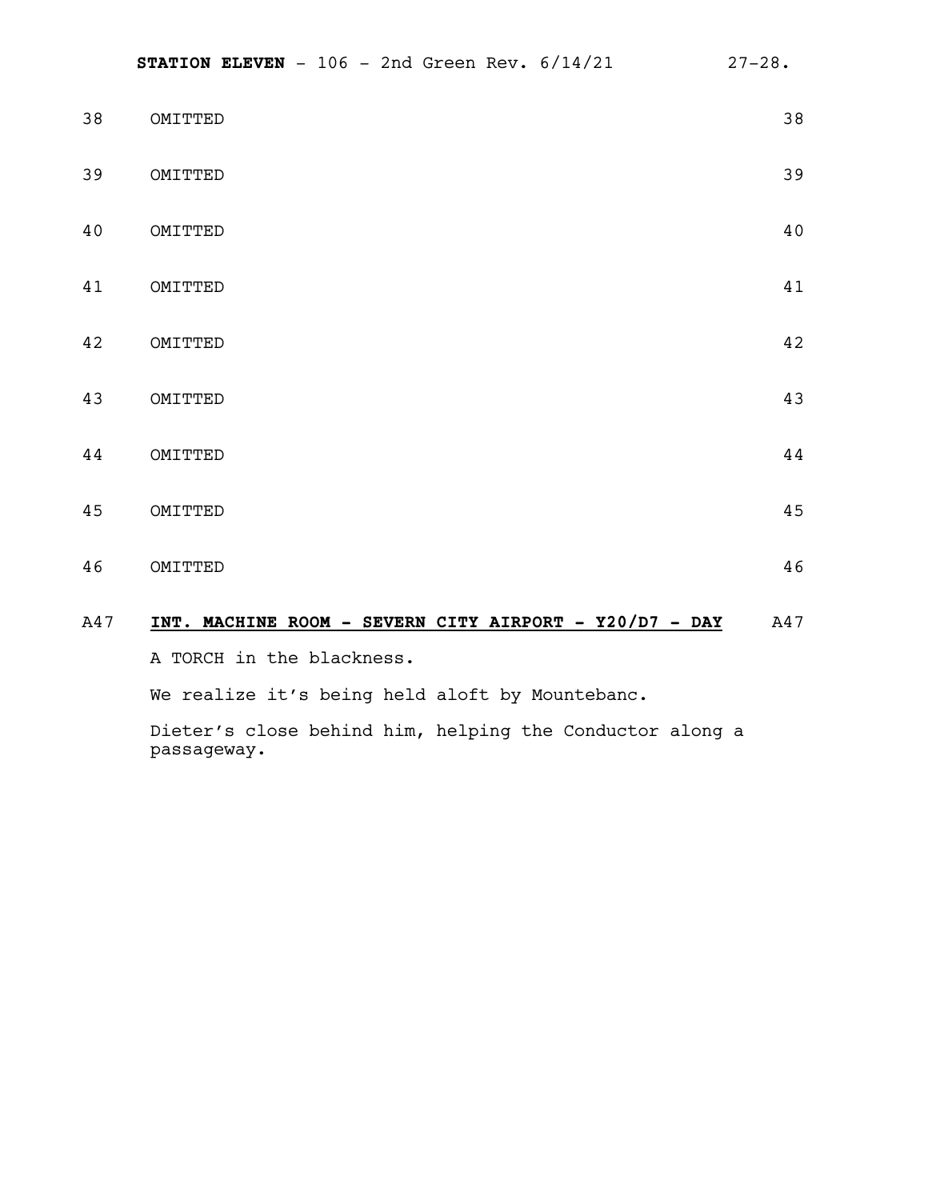38 OMITTED 38

39 OMITTED 39

40 OMITTED 40

41 OMITTED 41

42 OMITTED 42

43 OMITTED 43

44 OMITTED 44

45 OMITTED 45

46 OMITTED 46

A47 **INT. MACHINE ROOM - SEVERN CITY AIRPORT - Y20/D7 - DAY** A47

A TORCH in the blackness.

We realize it's being held aloft by Mountebanc.

Dieter's close behind him, helping the Conductor along a passageway.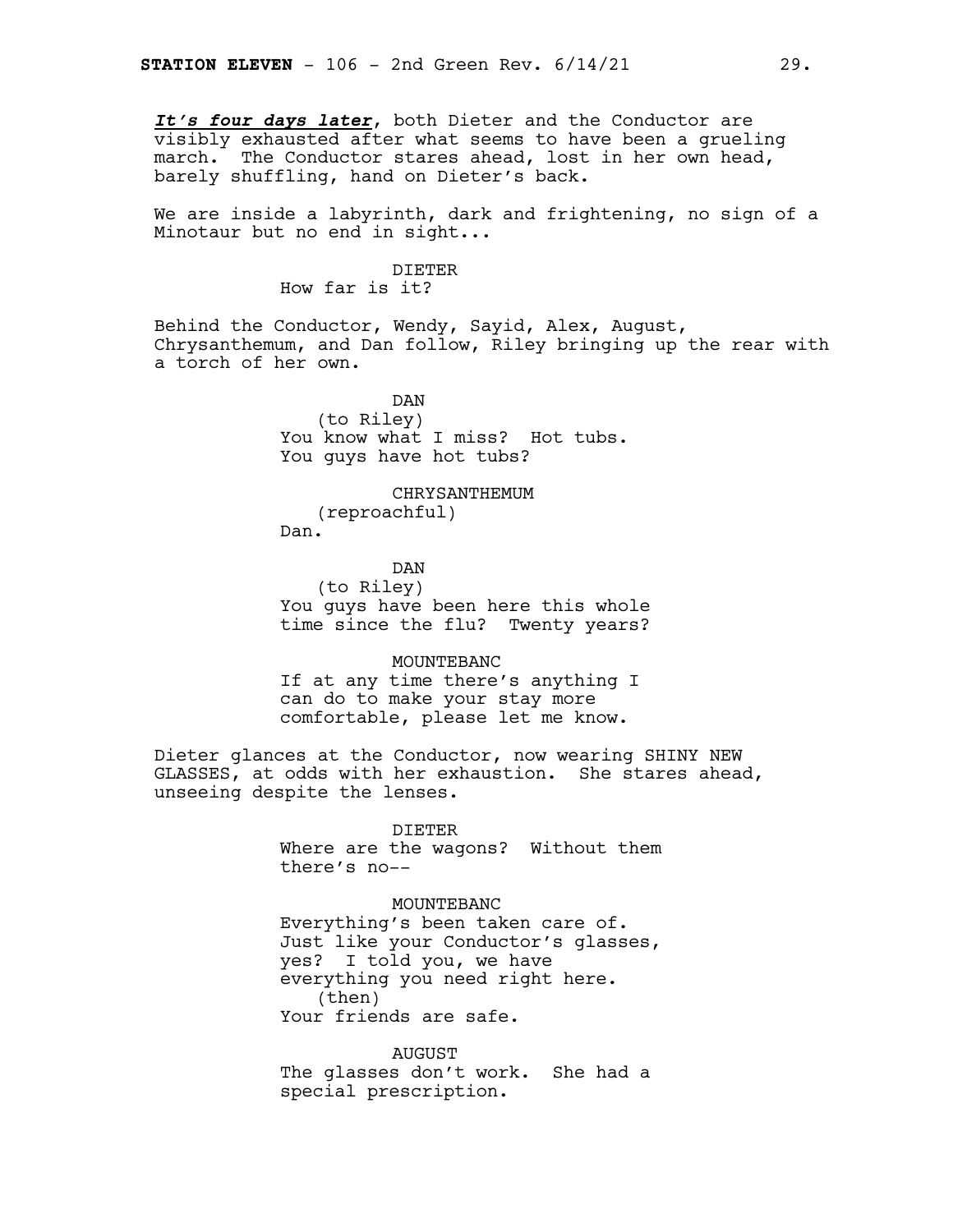***It's four days later***, both Dieter and the Conductor are visibly exhausted after what seems to have been a grueling march. The Conductor stares ahead, lost in her own head, barely shuffling, hand on Dieter's back.

We are inside a labyrinth, dark and frightening, no sign of a Minotaur but no end in sight...

DIETER
How far is it?

Behind the Conductor, Wendy, Sayid, Alex, August, Chrysanthemum, and Dan follow, Riley bringing up the rear with a torch of her own.

DAN
(to Riley)
You know what I miss? Hot tubs. You guys have hot tubs?

CHRYSANTHEMUM
(reproachful)
Dan.

DAN
(to Riley)
You guys have been here this whole time since the flu? Twenty years?

MOUNTEBANC
If at any time there's anything I can do to make your stay more comfortable, please let me know.

Dieter glances at the Conductor, now wearing SHINY NEW GLASSES, at odds with her exhaustion. She stares ahead, unseeing despite the lenses.

DIETER
Where are the wagons? Without them there's no--

MOUNTEBANC
Everything's been taken care of. Just like your Conductor's glasses, yes? I told you, we have everything you need right here.
(then)
Your friends are safe.

AUGUST
The glasses don't work. She had a special prescription.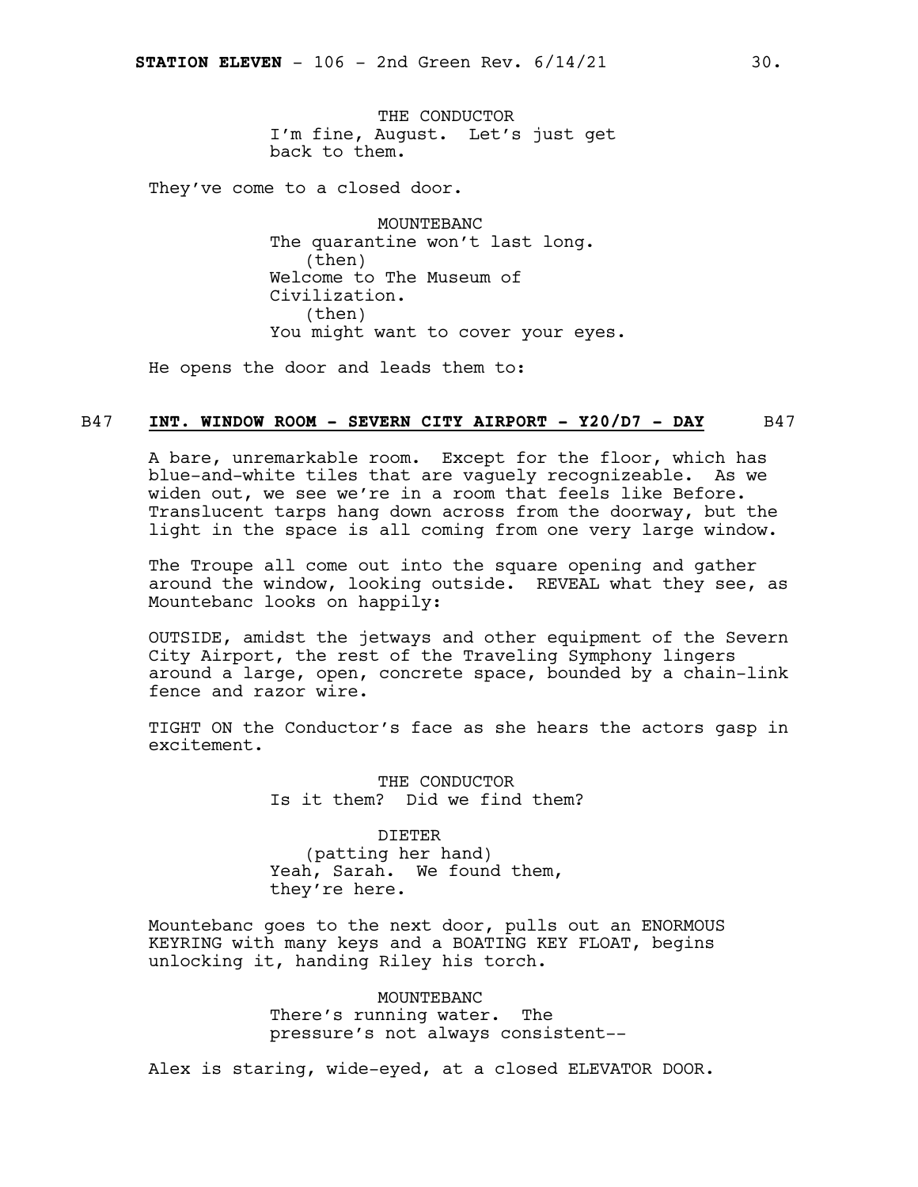THE CONDUCTOR
I'm fine, August. Let's just get back to them.

They've come to a closed door.

MOUNTEBANC
The quarantine won't last long.
(then)
Welcome to The Museum of Civilization.
(then)
You might want to cover your eyes.

He opens the door and leads them to:

**B47 INT. WINDOW ROOM - SEVERN CITY AIRPORT - Y20/D7 - DAY B47**

A bare, unremarkable room. Except for the floor, which has blue-and-white tiles that are vaguely recognizeable. As we widen out, we see we're in a room that feels like Before. Translucent tarps hang down across from the doorway, but the light in the space is all coming from one very large window.

The Troupe all come out into the square opening and gather around the window, looking outside. REVEAL what they see, as Mountebanc looks on happily:

OUTSIDE, amidst the jetways and other equipment of the Severn City Airport, the rest of the Traveling Symphony lingers around a large, open, concrete space, bounded by a chain-link fence and razor wire.

TIGHT ON the Conductor's face as she hears the actors gasp in excitement.

THE CONDUCTOR
Is it them? Did we find them?

DIETER
(patting her hand)
Yeah, Sarah. We found them, they're here.

Mountebanc goes to the next door, pulls out an ENORMOUS KEYRING with many keys and a BOATING KEY FLOAT, begins unlocking it, handing Riley his torch.

MOUNTEBANC
There's running water. The pressure's not always consistent--

Alex is staring, wide-eyed, at a closed ELEVATOR DOOR.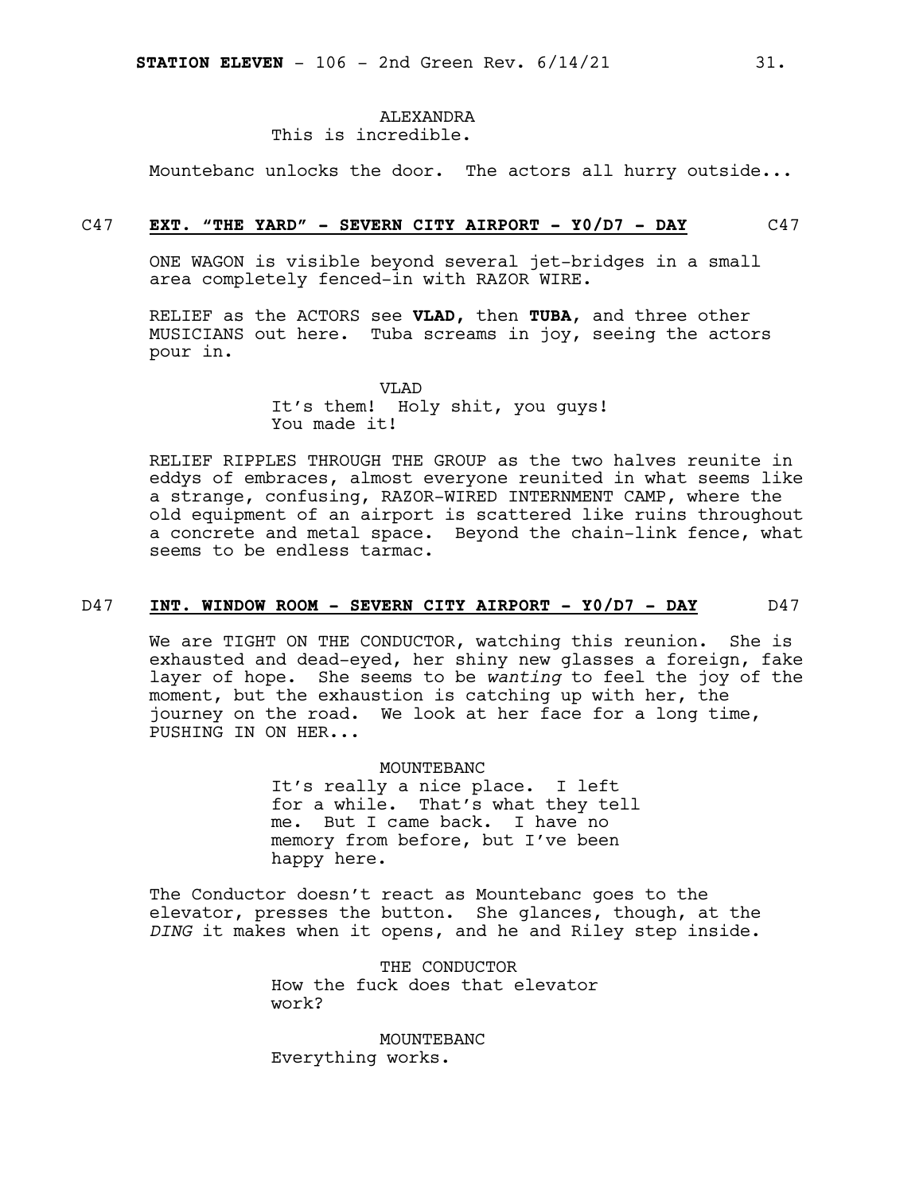ALEXANDRA
This is incredible.

Mountebanc unlocks the door. The actors all hurry outside...

C47 **EXT. "THE YARD" - SEVERN CITY AIRPORT - Y0/D7 - DAY** C47

ONE WAGON is visible beyond several jet-bridges in a small area completely fenced-in with RAZOR WIRE.

RELIEF as the ACTORS see **VLAD,** then **TUBA**, and three other MUSICIANS out here. Tuba screams in joy, seeing the actors pour in.

VLAD
It's them! Holy shit, you guys! You made it!

RELIEF RIPPLES THROUGH THE GROUP as the two halves reunite in eddys of embraces, almost everyone reunited in what seems like a strange, confusing, RAZOR-WIRED INTERNMENT CAMP, where the old equipment of an airport is scattered like ruins throughout a concrete and metal space. Beyond the chain-link fence, what seems to be endless tarmac.

D47 **INT. WINDOW ROOM - SEVERN CITY AIRPORT - Y0/D7 - DAY** D47

We are TIGHT ON THE CONDUCTOR, watching this reunion. She is exhausted and dead-eyed, her shiny new glasses a foreign, fake layer of hope. She seems to be *wanting* to feel the joy of the moment, but the exhaustion is catching up with her, the journey on the road. We look at her face for a long time, PUSHING IN ON HER...

MOUNTEBANC
It's really a nice place. I left for a while. That's what they tell me. But I came back. I have no memory from before, but I've been happy here.

The Conductor doesn't react as Mountebanc goes to the elevator, presses the button. She glances, though, at the *DING* it makes when it opens, and he and Riley step inside.

THE CONDUCTOR
How the fuck does that elevator work?

MOUNTEBANC
Everything works.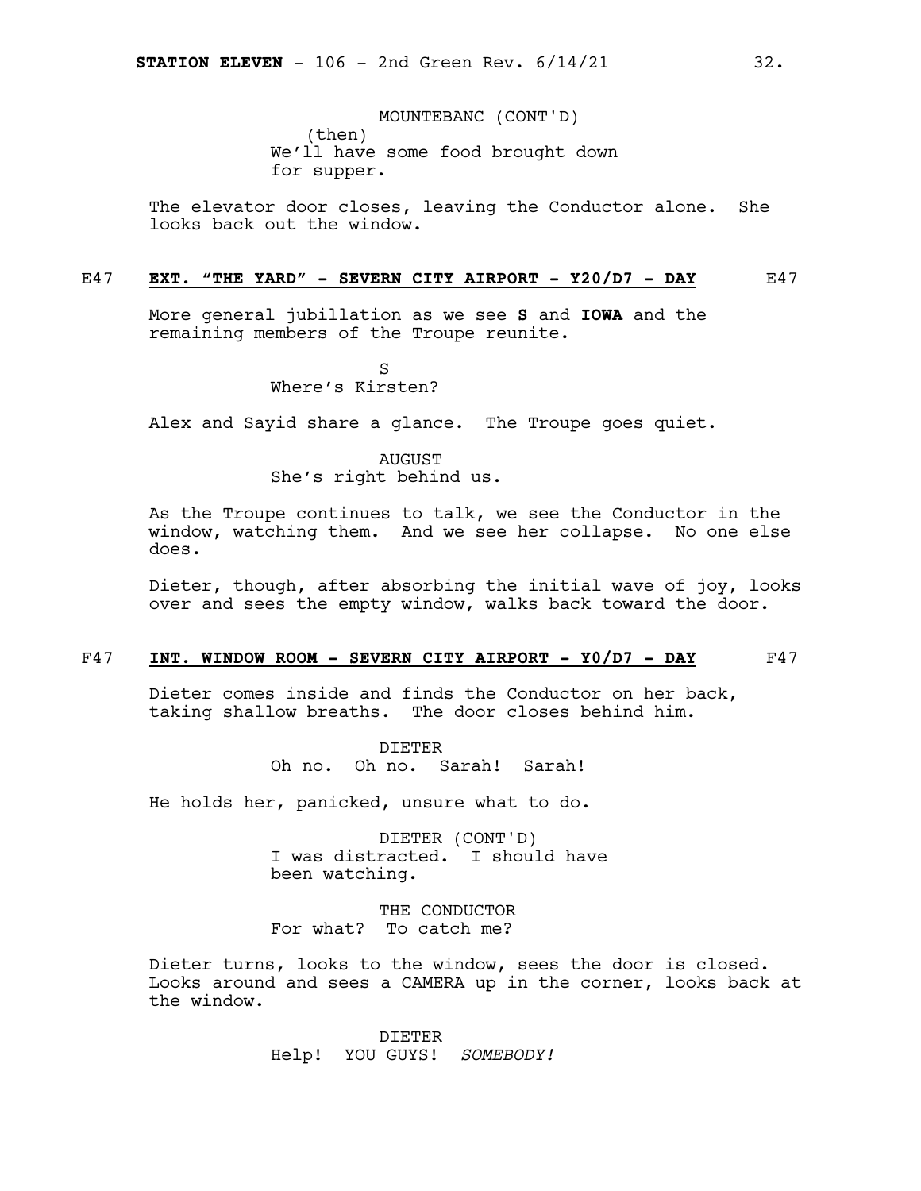MOUNTEBANC (CONT'D)
(then)
We'll have some food brought down for supper.

The elevator door closes, leaving the Conductor alone. She looks back out the window.

E47 **EXT. "THE YARD" - SEVERN CITY AIRPORT - Y20/D7 - DAY** E47

More general jubillation as we see **S** and **IOWA** and the remaining members of the Troupe reunite.

S
Where's Kirsten?

Alex and Sayid share a glance. The Troupe goes quiet.

AUGUST
She's right behind us.

As the Troupe continues to talk, we see the Conductor in the window, watching them. And we see her collapse. No one else does.

Dieter, though, after absorbing the initial wave of joy, looks over and sees the empty window, walks back toward the door.

F47 **INT. WINDOW ROOM - SEVERN CITY AIRPORT - Y0/D7 - DAY** F47

Dieter comes inside and finds the Conductor on her back, taking shallow breaths. The door closes behind him.

DIETER
Oh no. Oh no. Sarah! Sarah!

He holds her, panicked, unsure what to do.

DIETER (CONT'D)
I was distracted. I should have been watching.

THE CONDUCTOR
For what? To catch me?

Dieter turns, looks to the window, sees the door is closed. Looks around and sees a CAMERA up in the corner, looks back at the window.

DIETER
Help! YOU GUYS! *SOMEBODY!*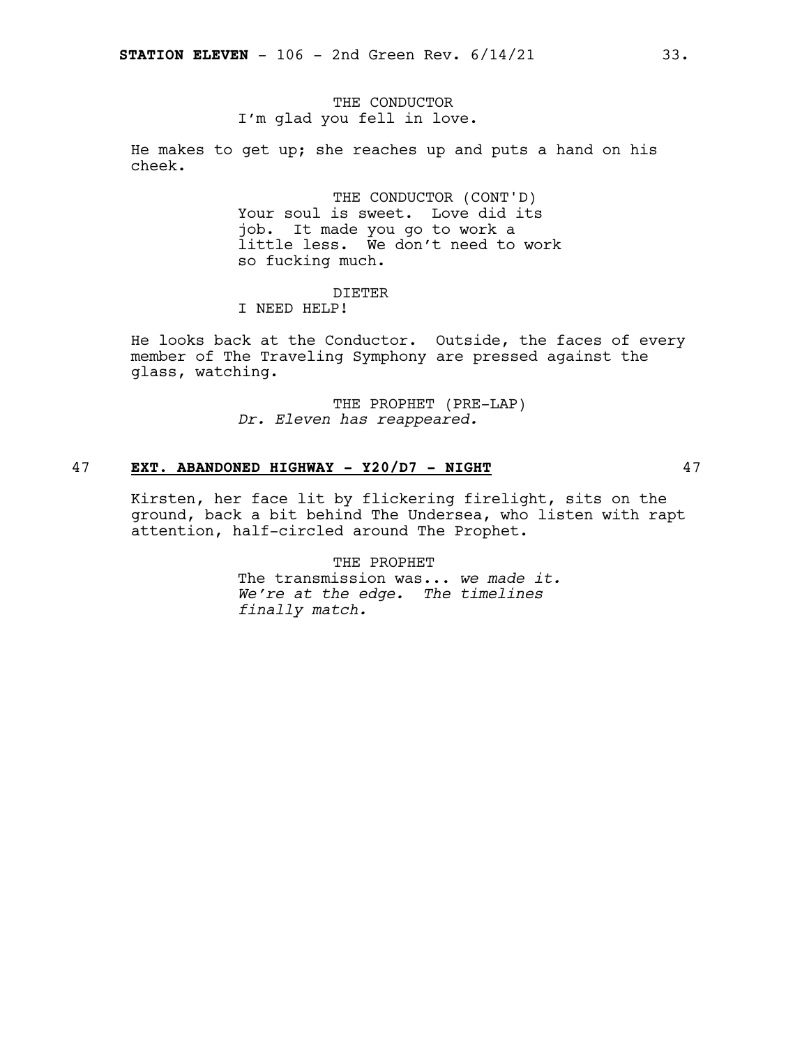THE CONDUCTOR
I'm glad you fell in love.

He makes to get up; she reaches up and puts a hand on his cheek.

THE CONDUCTOR (CONT'D)
Your soul is sweet. Love did its job. It made you go to work a little less. We don't need to work so fucking much.

DIETER
I NEED HELP!

He looks back at the Conductor. Outside, the faces of every member of The Traveling Symphony are pressed against the glass, watching.

THE PROPHET (PRE-LAP)
*Dr. Eleven has reappeared.*

47 **EXT. ABANDONED HIGHWAY - Y20/D7 - NIGHT** 47

Kirsten, her face lit by flickering firelight, sits on the ground, back a bit behind The Undersea, who listen with rapt attention, half-circled around The Prophet.

THE PROPHET
The transmission was... *we made it. We're at the edge. The timelines finally match.*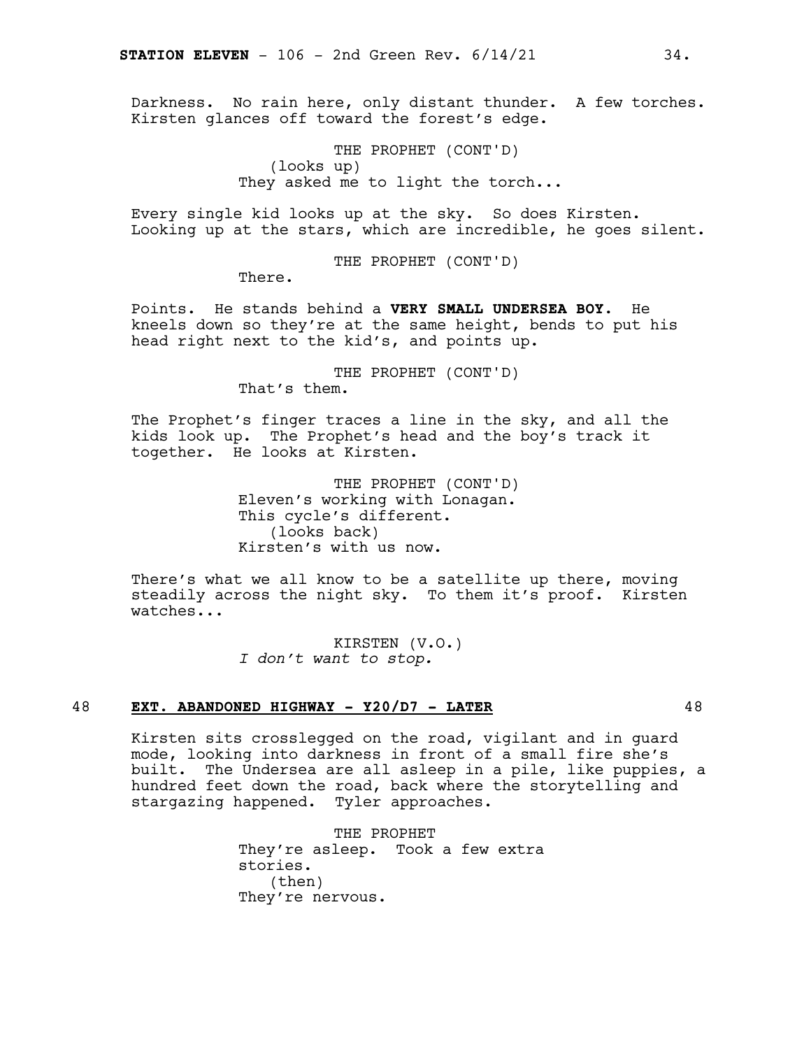Darkness. No rain here, only distant thunder. A few torches. Kirsten glances off toward the forest's edge.

THE PROPHET (CONT'D)
(looks up)
They asked me to light the torch...

Every single kid looks up at the sky. So does Kirsten. Looking up at the stars, which are incredible, he goes silent.

THE PROPHET (CONT'D)
There.

Points. He stands behind a **VERY SMALL UNDERSEA BOY.** He kneels down so they're at the same height, bends to put his head right next to the kid's, and points up.

THE PROPHET (CONT'D)
That's them.

The Prophet's finger traces a line in the sky, and all the kids look up. The Prophet's head and the boy's track it together. He looks at Kirsten.

THE PROPHET (CONT'D)
Eleven's working with Lonagan.
This cycle's different.
(looks back)
Kirsten's with us now.

There's what we all know to be a satellite up there, moving steadily across the night sky. To them it's proof. Kirsten watches...

KIRSTEN (V.O.)
*I don't want to stop.*

48 **EXT. ABANDONED HIGHWAY - Y20/D7 - LATER** 48

Kirsten sits crosslegged on the road, vigilant and in guard mode, looking into darkness in front of a small fire she's built. The Undersea are all asleep in a pile, like puppies, a hundred feet down the road, back where the storytelling and stargazing happened. Tyler approaches.

THE PROPHET
They're asleep. Took a few extra stories.
(then)
They're nervous.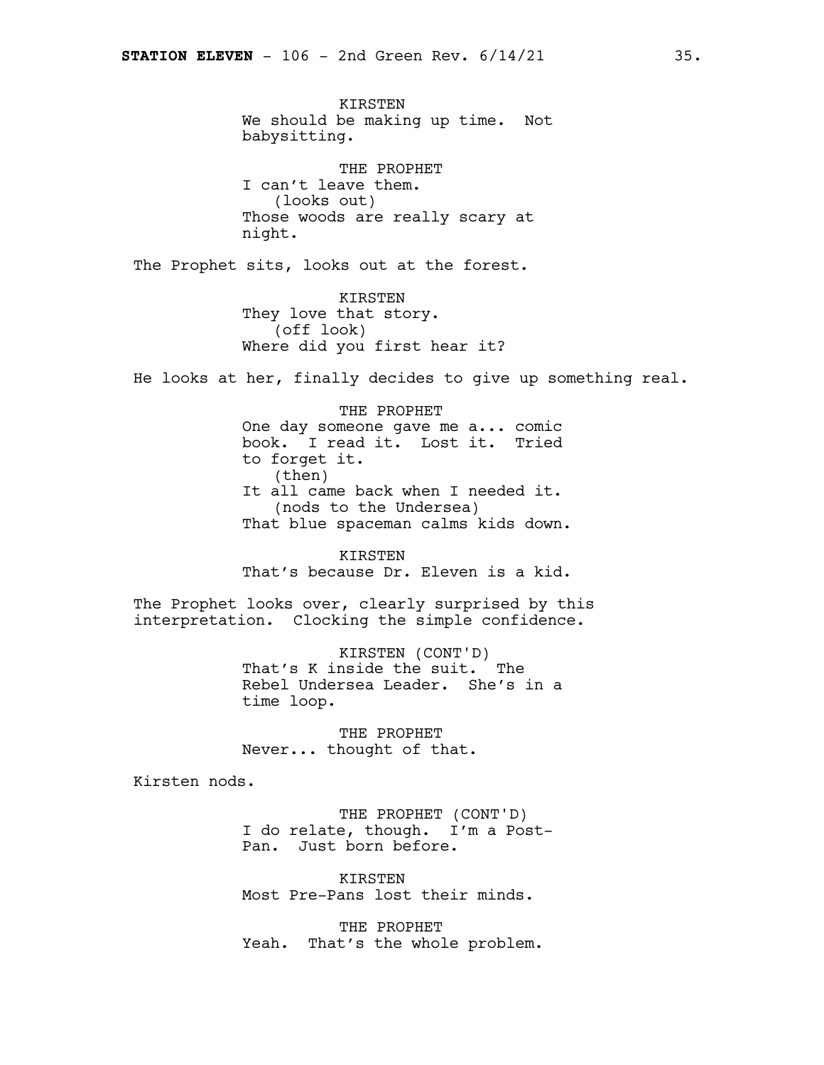KIRSTEN
We should be making up time. Not babysitting.

THE PROPHET
I can't leave them.
(looks out)
Those woods are really scary at night.

The Prophet sits, looks out at the forest.

KIRSTEN
They love that story.
(off look)
Where did you first hear it?

He looks at her, finally decides to give up something real.

THE PROPHET
One day someone gave me a... comic book. I read it. Lost it. Tried to forget it.
(then)
It all came back when I needed it.
(nods to the Undersea)
That blue spaceman calms kids down.

KIRSTEN
That's because Dr. Eleven is a kid.

The Prophet looks over, clearly surprised by this interpretation. Clocking the simple confidence.

KIRSTEN (CONT'D)
That's K inside the suit. The Rebel Undersea Leader. She's in a time loop.

THE PROPHET
Never... thought of that.

Kirsten nods.

THE PROPHET (CONT'D)
I do relate, though. I'm a Post-Pan. Just born before.

KIRSTEN
Most Pre-Pans lost their minds.

THE PROPHET
Yeah. That's the whole problem.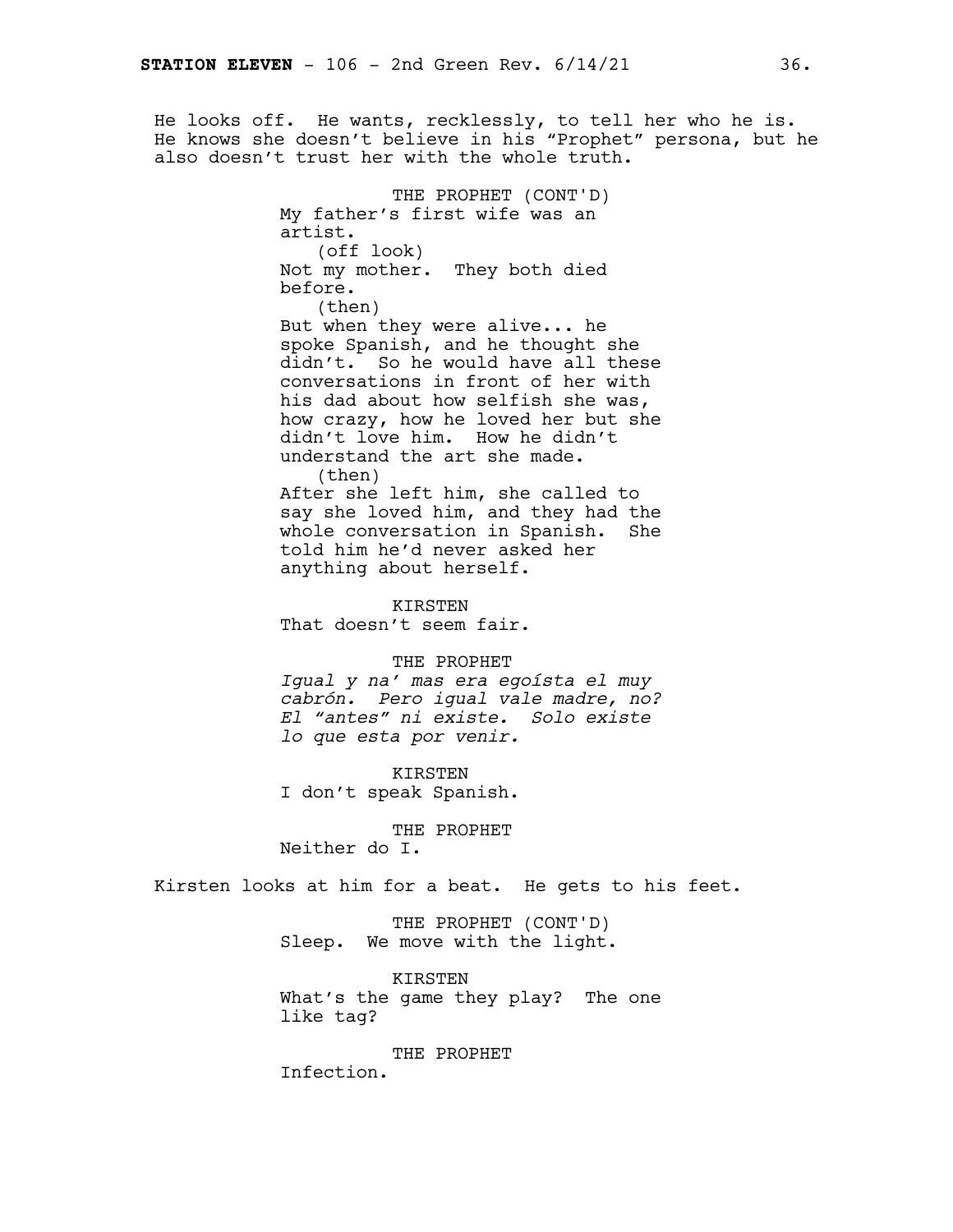He looks off. He wants, recklessly, to tell her who he is. He knows she doesn't believe in his "Prophet" persona, but he also doesn't trust her with the whole truth.

THE PROPHET (CONT'D)
My father's first wife was an artist.
(off look)
Not my mother. They both died before.
(then)
But when they were alive... he spoke Spanish, and he thought she didn't. So he would have all these conversations in front of her with his dad about how selfish she was, how crazy, how he loved her but she didn't love him. How he didn't understand the art she made.
(then)
After she left him, she called to say she loved him, and they had the whole conversation in Spanish. She told him he'd never asked her anything about herself.

KIRSTEN
That doesn't seem fair.

THE PROPHET
*Igual y na' mas era egoísta el muy cabrón. Pero igual vale madre, no? El "antes" ni existe. Solo existe lo que esta por venir.*

KIRSTEN
I don't speak Spanish.

THE PROPHET
Neither do I.

Kirsten looks at him for a beat. He gets to his feet.

THE PROPHET (CONT'D)
Sleep. We move with the light.

KIRSTEN
What's the game they play? The one like tag?

THE PROPHET
Infection.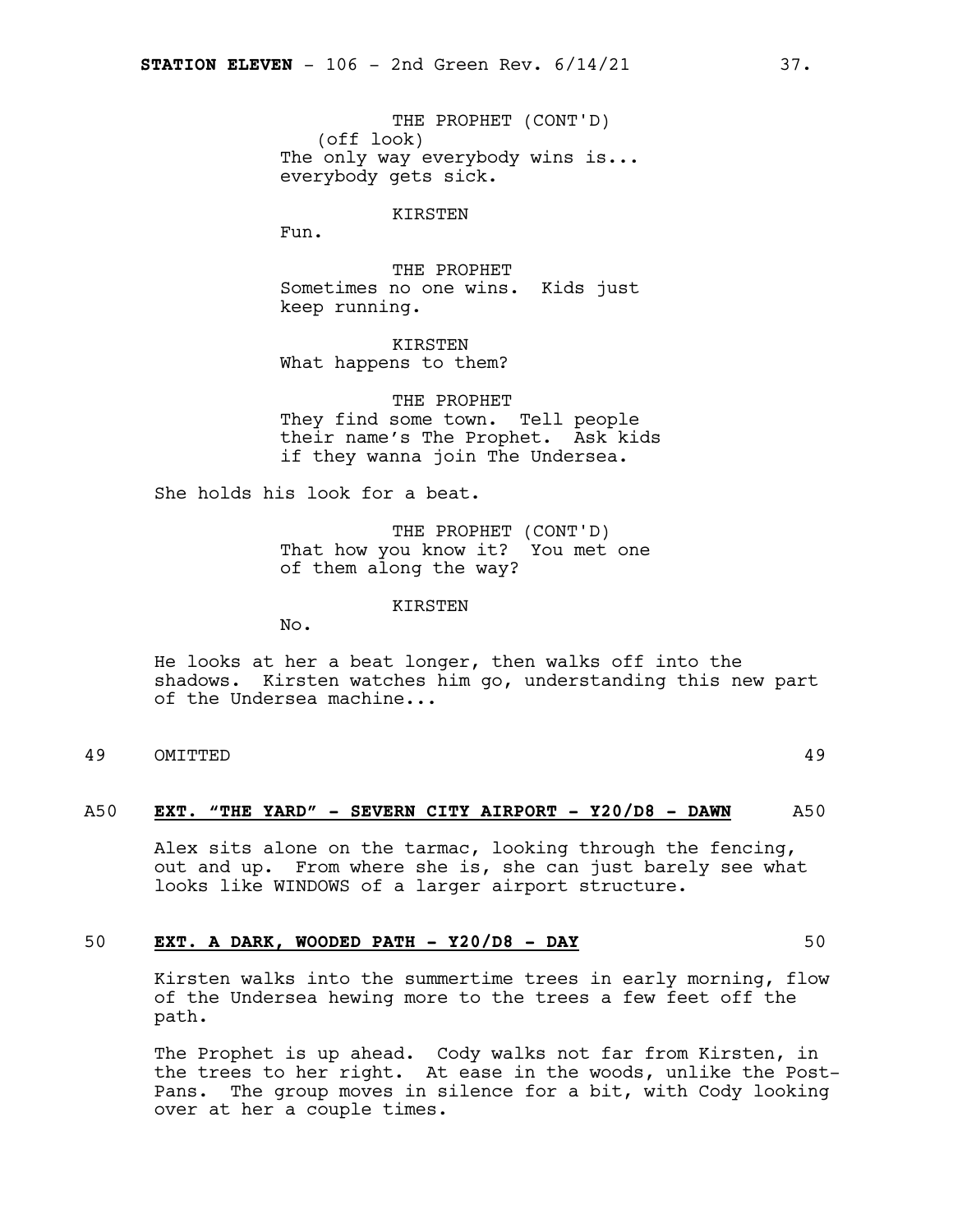THE PROPHET (CONT'D)
(off look)
The only way everybody wins is...
everybody gets sick.

KIRSTEN
Fun.

THE PROPHET
Sometimes no one wins. Kids just
keep running.

KIRSTEN
What happens to them?

THE PROPHET
They find some town. Tell people
their name's The Prophet. Ask kids
if they wanna join The Undersea.

She holds his look for a beat.

THE PROPHET (CONT'D)
That how you know it? You met one
of them along the way?

KIRSTEN
No.

He looks at her a beat longer, then walks off into the shadows. Kirsten watches him go, understanding this new part of the Undersea machine...

49 OMITTED 49

A50 **EXT. "THE YARD" - SEVERN CITY AIRPORT - Y20/D8 - DAWN** A50

Alex sits alone on the tarmac, looking through the fencing, out and up. From where she is, she can just barely see what looks like WINDOWS of a larger airport structure.

50 **EXT. A DARK, WOODED PATH - Y20/D8 - DAY** 50

Kirsten walks into the summertime trees in early morning, flow of the Undersea hewing more to the trees a few feet off the path.

The Prophet is up ahead. Cody walks not far from Kirsten, in the trees to her right. At ease in the woods, unlike the Post-Pans. The group moves in silence for a bit, with Cody looking over at her a couple times.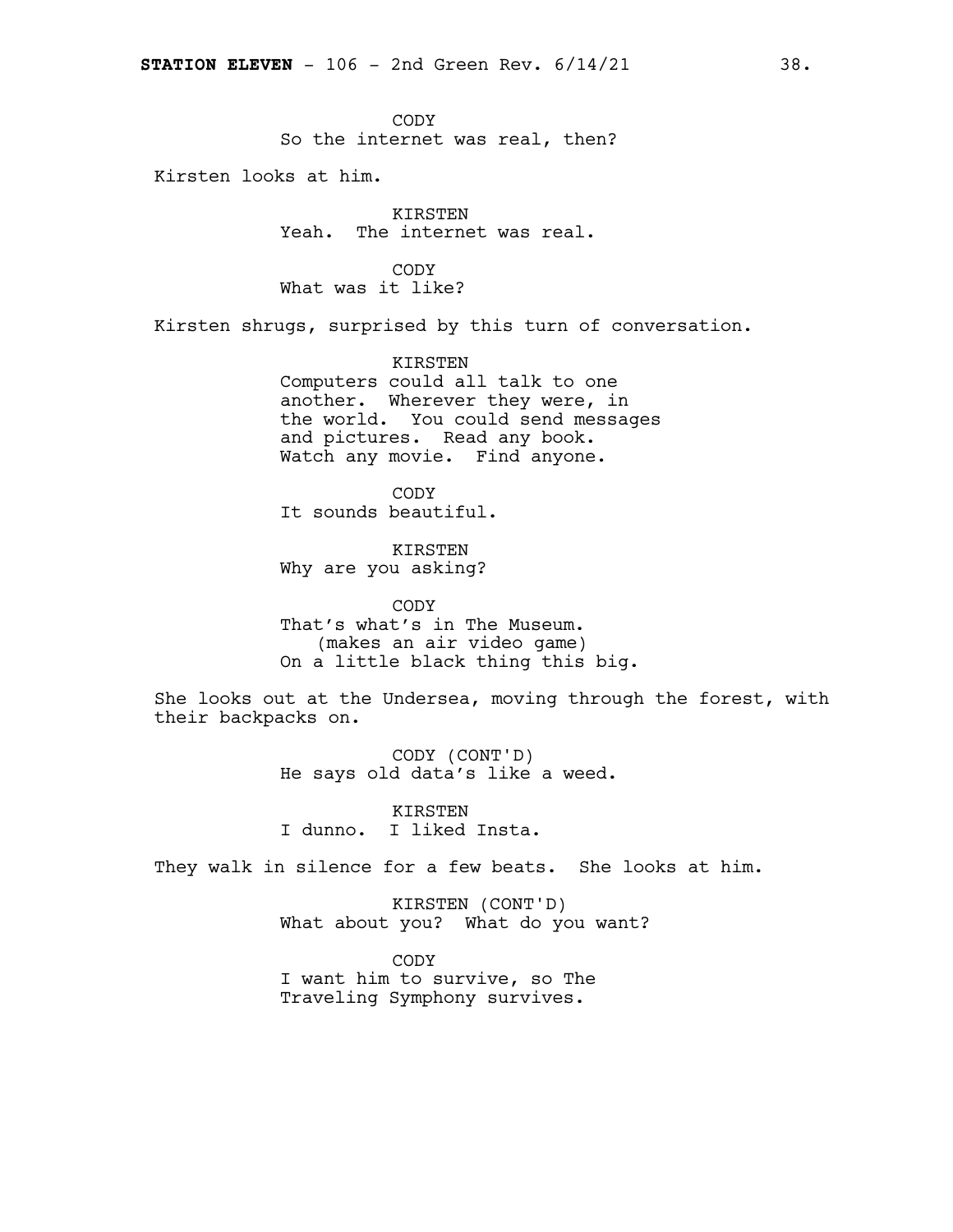CODY
So the internet was real, then?

Kirsten looks at him.

KIRSTEN
Yeah. The internet was real.

CODY
What was it like?

Kirsten shrugs, surprised by this turn of conversation.

KIRSTEN
Computers could all talk to one another. Wherever they were, in the world. You could send messages and pictures. Read any book. Watch any movie. Find anyone.

CODY
It sounds beautiful.

KIRSTEN
Why are you asking?

CODY
That's what's in The Museum.
(makes an air video game)
On a little black thing this big.

She looks out at the Undersea, moving through the forest, with their backpacks on.

CODY (CONT'D)
He says old data's like a weed.

KIRSTEN
I dunno. I liked Insta.

They walk in silence for a few beats. She looks at him.

KIRSTEN (CONT'D)
What about you? What do you want?

CODY
I want him to survive, so The Traveling Symphony survives.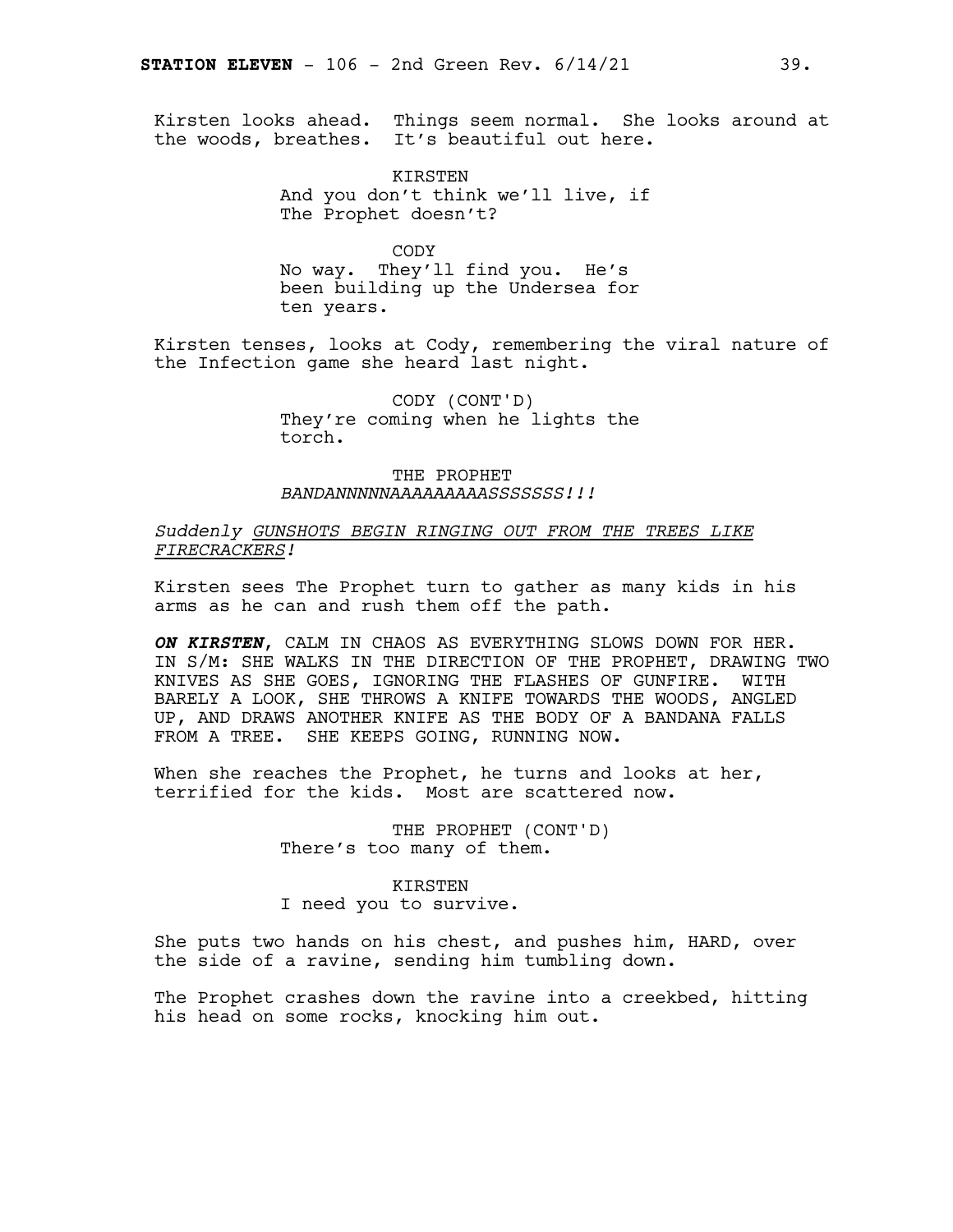Kirsten looks ahead. Things seem normal. She looks around at the woods, breathes. It's beautiful out here.

KIRSTEN
And you don't think we'll live, if The Prophet doesn't?

CODY
No way. They'll find you. He's been building up the Undersea for ten years.

Kirsten tenses, looks at Cody, remembering the viral nature of the Infection game she heard last night.

CODY (CONT'D)
They're coming when he lights the torch.

THE PROPHET
*BANDANNNNNAAAAAAAAAASSSSSSS!!!*

*Suddenly GUNSHOTS BEGIN RINGING OUT FROM THE TREES LIKE FIRECRACKERS!*

Kirsten sees The Prophet turn to gather as many kids in his arms as he can and rush them off the path.

***ON KIRSTEN***, CALM IN CHAOS AS EVERYTHING SLOWS DOWN FOR HER. IN S/M: SHE WALKS IN THE DIRECTION OF THE PROPHET, DRAWING TWO KNIVES AS SHE GOES, IGNORING THE FLASHES OF GUNFIRE. WITH BARELY A LOOK, SHE THROWS A KNIFE TOWARDS THE WOODS, ANGLED UP, AND DRAWS ANOTHER KNIFE AS THE BODY OF A BANDANA FALLS FROM A TREE. SHE KEEPS GOING, RUNNING NOW.

When she reaches the Prophet, he turns and looks at her, terrified for the kids. Most are scattered now.

THE PROPHET (CONT'D)
There's too many of them.

KIRSTEN
I need you to survive.

She puts two hands on his chest, and pushes him, HARD, over the side of a ravine, sending him tumbling down.

The Prophet crashes down the ravine into a creekbed, hitting his head on some rocks, knocking him out.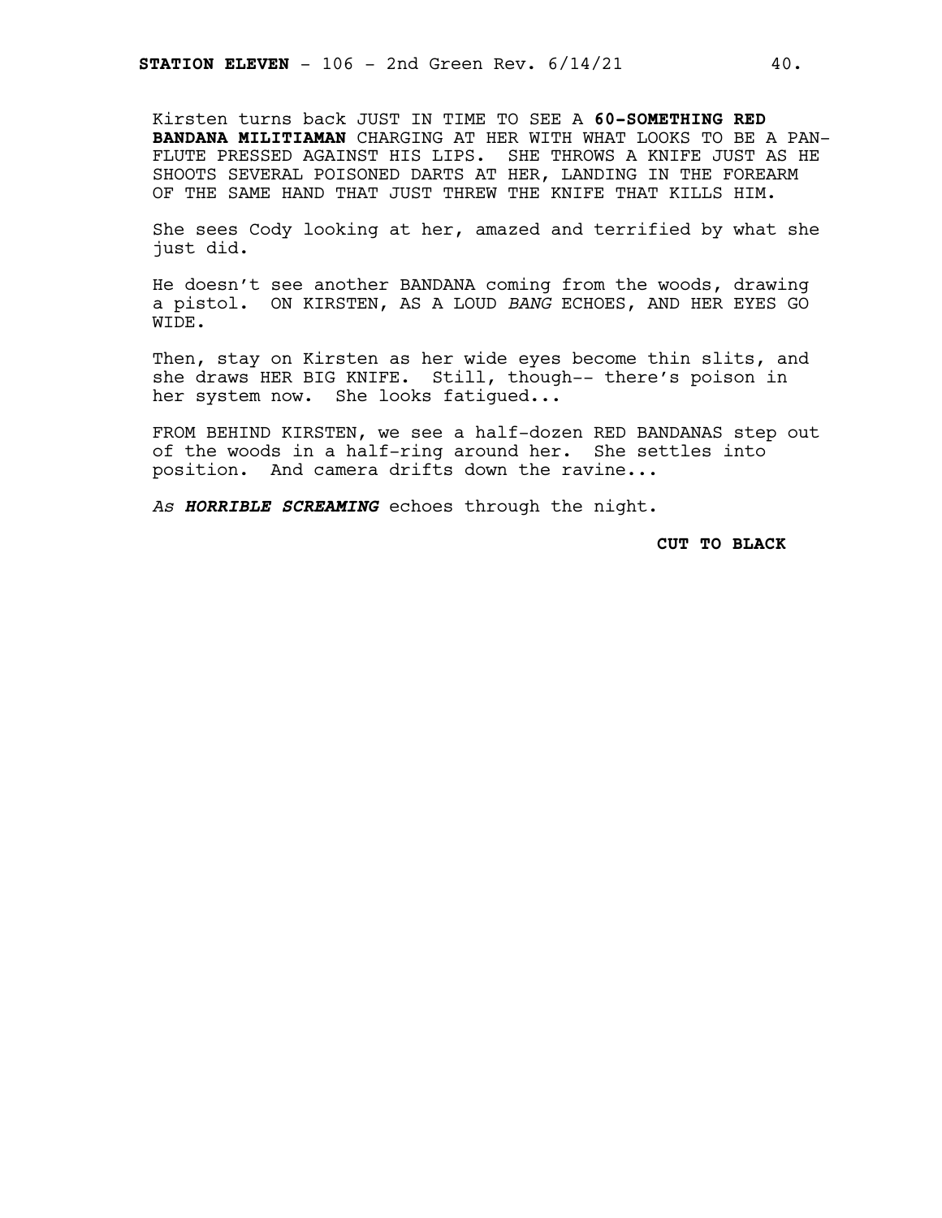Kirsten turns back JUST IN TIME TO SEE A **60-SOMETHING RED BANDANA MILITIAMAN** CHARGING AT HER WITH WHAT LOOKS TO BE A PAN-FLUTE PRESSED AGAINST HIS LIPS. SHE THROWS A KNIFE JUST AS HE SHOOTS SEVERAL POISONED DARTS AT HER, LANDING IN THE FOREARM OF THE SAME HAND THAT JUST THREW THE KNIFE THAT KILLS HIM.

She sees Cody looking at her, amazed and terrified by what she just did.

He doesn't see another BANDANA coming from the woods, drawing a pistol. ON KIRSTEN, AS A LOUD *BANG* ECHOES, AND HER EYES GO WIDE.

Then, stay on Kirsten as her wide eyes become thin slits, and she draws HER BIG KNIFE. Still, though-- there's poison in her system now. She looks fatigued...

FROM BEHIND KIRSTEN, we see a half-dozen RED BANDANAS step out of the woods in a half-ring around her. She settles into position. And camera drifts down the ravine...

*As **HORRIBLE SCREAMING*** echoes through the night.

**CUT TO BLACK**